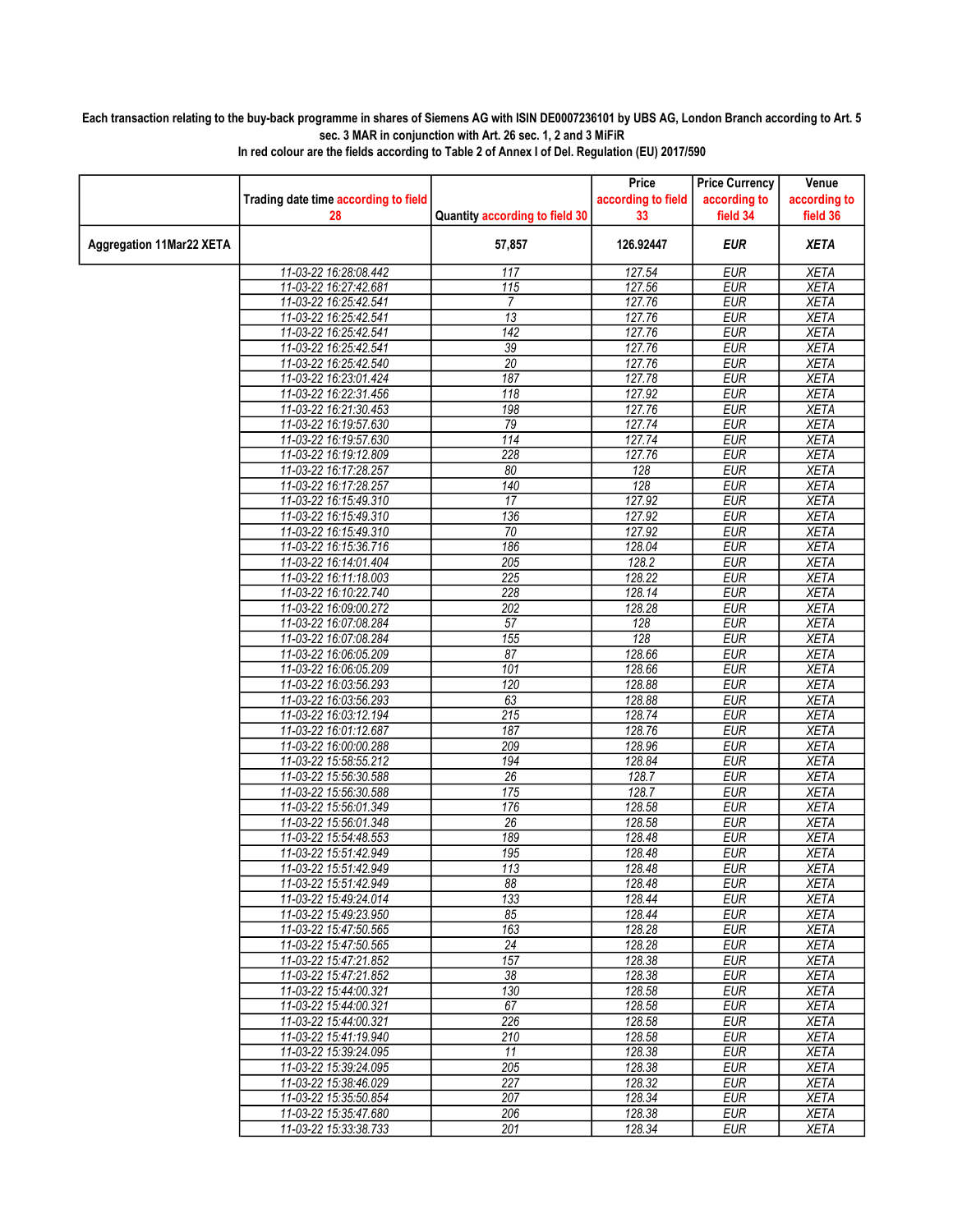**Each transaction relating to the buy-back programme in shares of Siemens AG with ISIN DE0007236101 by UBS AG, London Branch according to Art. 5 sec. 3 MAR in conjunction with Art. 26 sec. 1, 2 and 3 MiFiR**

**In red colour are the fields according to Table 2 of Annex I of Del. Regulation (EU) 2017/590**

| | Trading date time according to field 28 | Quantity according to field 30 | Price according to field 33 | Price Currency according to field 34 | Venue according to field 36 |
|---|---|---|---|---|---|
| **Aggregation 11Mar22 XETA** | | **57,857** | **126.92447** | ***EUR*** | ***XETA*** |
| | 11-03-22 16:28:08.442 | 117 | 127.54 | EUR | XETA |
| | 11-03-22 16:27:42.681 | 115 | 127.56 | EUR | XETA |
| | 11-03-22 16:25:42.541 | 7 | 127.76 | EUR | XETA |
| | 11-03-22 16:25:42.541 | 13 | 127.76 | EUR | XETA |
| | 11-03-22 16:25:42.541 | 142 | 127.76 | EUR | XETA |
| | 11-03-22 16:25:42.541 | 39 | 127.76 | EUR | XETA |
| | 11-03-22 16:25:42.540 | 20 | 127.76 | EUR | XETA |
| | 11-03-22 16:23:01.424 | 187 | 127.78 | EUR | XETA |
| | 11-03-22 16:22:31.456 | 118 | 127.92 | EUR | XETA |
| | 11-03-22 16:21:30.453 | 198 | 127.76 | EUR | XETA |
| | 11-03-22 16:19:57.630 | 79 | 127.74 | EUR | XETA |
| | 11-03-22 16:19:57.630 | 114 | 127.74 | EUR | XETA |
| | 11-03-22 16:19:12.809 | 228 | 127.76 | EUR | XETA |
| | 11-03-22 16:17:28.257 | 80 | 128 | EUR | XETA |
| | 11-03-22 16:17:28.257 | 140 | 128 | EUR | XETA |
| | 11-03-22 16:15:49.310 | 17 | 127.92 | EUR | XETA |
| | 11-03-22 16:15:49.310 | 136 | 127.92 | EUR | XETA |
| | 11-03-22 16:15:49.310 | 70 | 127.92 | EUR | XETA |
| | 11-03-22 16:15:36.716 | 186 | 128.04 | EUR | XETA |
| | 11-03-22 16:14:01.404 | 205 | 128.2 | EUR | XETA |
| | 11-03-22 16:11:18.003 | 225 | 128.22 | EUR | XETA |
| | 11-03-22 16:10:22.740 | 228 | 128.14 | EUR | XETA |
| | 11-03-22 16:09:00.272 | 202 | 128.28 | EUR | XETA |
| | 11-03-22 16:07:08.284 | 57 | 128 | EUR | XETA |
| | 11-03-22 16:07:08.284 | 155 | 128 | EUR | XETA |
| | 11-03-22 16:06:05.209 | 87 | 128.66 | EUR | XETA |
| | 11-03-22 16:06:05.209 | 101 | 128.66 | EUR | XETA |
| | 11-03-22 16:03:56.293 | 120 | 128.88 | EUR | XETA |
| | 11-03-22 16:03:56.293 | 63 | 128.88 | EUR | XETA |
| | 11-03-22 16:03:12.194 | 215 | 128.74 | EUR | XETA |
| | 11-03-22 16:01:12.687 | 187 | 128.76 | EUR | XETA |
| | 11-03-22 16:00:00.288 | 209 | 128.96 | EUR | XETA |
| | 11-03-22 15:58:55.212 | 194 | 128.84 | EUR | XETA |
| | 11-03-22 15:56:30.588 | 26 | 128.7 | EUR | XETA |
| | 11-03-22 15:56:30.588 | 175 | 128.7 | EUR | XETA |
| | 11-03-22 15:56:01.349 | 176 | 128.58 | EUR | XETA |
| | 11-03-22 15:56:01.348 | 26 | 128.58 | EUR | XETA |
| | 11-03-22 15:54:48.553 | 189 | 128.48 | EUR | XETA |
| | 11-03-22 15:51:42.949 | 195 | 128.48 | EUR | XETA |
| | 11-03-22 15:51:42.949 | 113 | 128.48 | EUR | XETA |
| | 11-03-22 15:51:42.949 | 88 | 128.48 | EUR | XETA |
| | 11-03-22 15:49:24.014 | 133 | 128.44 | EUR | XETA |
| | 11-03-22 15:49:23.950 | 85 | 128.44 | EUR | XETA |
| | 11-03-22 15:47:50.565 | 163 | 128.28 | EUR | XETA |
| | 11-03-22 15:47:50.565 | 24 | 128.28 | EUR | XETA |
| | 11-03-22 15:47:21.852 | 157 | 128.38 | EUR | XETA |
| | 11-03-22 15:47:21.852 | 38 | 128.38 | EUR | XETA |
| | 11-03-22 15:44:00.321 | 130 | 128.58 | EUR | XETA |
| | 11-03-22 15:44:00.321 | 67 | 128.58 | EUR | XETA |
| | 11-03-22 15:44:00.321 | 226 | 128.58 | EUR | XETA |
| | 11-03-22 15:41:19.940 | 210 | 128.58 | EUR | XETA |
| | 11-03-22 15:39:24.095 | 11 | 128.38 | EUR | XETA |
| | 11-03-22 15:39:24.095 | 205 | 128.38 | EUR | XETA |
| | 11-03-22 15:38:46.029 | 227 | 128.32 | EUR | XETA |
| | 11-03-22 15:35:50.854 | 207 | 128.34 | EUR | XETA |
| | 11-03-22 15:35:47.680 | 206 | 128.38 | EUR | XETA |
| | 11-03-22 15:33:38.733 | 201 | 128.34 | EUR | XETA |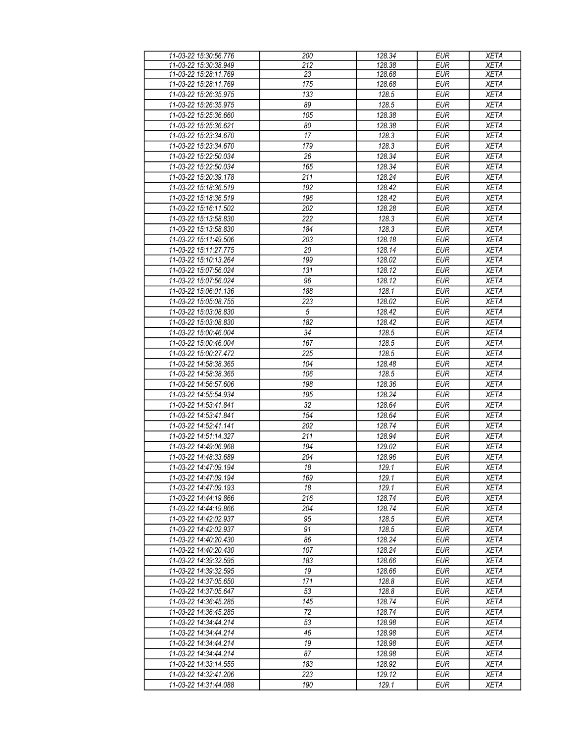| 11-03-22 15:30:56.776 | 200 | 128.34 | EUR | XETA |
|---|---|---|---|---|
| 11-03-22 15:30:38.949 | 212 | 128.38 | EUR | XETA |
| 11-03-22 15:28:11.769 | 23 | 128.68 | EUR | XETA |
| 11-03-22 15:28:11.769 | 175 | 128.68 | EUR | XETA |
| 11-03-22 15:26:35.975 | 133 | 128.5 | EUR | XETA |
| 11-03-22 15:26:35.975 | 89 | 128.5 | EUR | XETA |
| 11-03-22 15:25:36.660 | 105 | 128.38 | EUR | XETA |
| 11-03-22 15:25:36.621 | 80 | 128.38 | EUR | XETA |
| 11-03-22 15:23:34.670 | 17 | 128.3 | EUR | XETA |
| 11-03-22 15:23:34.670 | 179 | 128.3 | EUR | XETA |
| 11-03-22 15:22:50.034 | 26 | 128.34 | EUR | XETA |
| 11-03-22 15:22:50.034 | 165 | 128.34 | EUR | XETA |
| 11-03-22 15:20:39.178 | 211 | 128.24 | EUR | XETA |
| 11-03-22 15:18:36.519 | 192 | 128.42 | EUR | XETA |
| 11-03-22 15:18:36.519 | 196 | 128.42 | EUR | XETA |
| 11-03-22 15:16:11.502 | 202 | 128.28 | EUR | XETA |
| 11-03-22 15:13:58.830 | 222 | 128.3 | EUR | XETA |
| 11-03-22 15:13:58.830 | 184 | 128.3 | EUR | XETA |
| 11-03-22 15:11:49.506 | 203 | 128.18 | EUR | XETA |
| 11-03-22 15:11:27.775 | 20 | 128.14 | EUR | XETA |
| 11-03-22 15:10:13.264 | 199 | 128.02 | EUR | XETA |
| 11-03-22 15:07:56.024 | 131 | 128.12 | EUR | XETA |
| 11-03-22 15:07:56.024 | 96 | 128.12 | EUR | XETA |
| 11-03-22 15:06:01.136 | 188 | 128.1 | EUR | XETA |
| 11-03-22 15:05:08.755 | 223 | 128.02 | EUR | XETA |
| 11-03-22 15:03:08.830 | 5 | 128.42 | EUR | XETA |
| 11-03-22 15:03:08.830 | 182 | 128.42 | EUR | XETA |
| 11-03-22 15:00:46.004 | 34 | 128.5 | EUR | XETA |
| 11-03-22 15:00:46.004 | 167 | 128.5 | EUR | XETA |
| 11-03-22 15:00:27.472 | 225 | 128.5 | EUR | XETA |
| 11-03-22 14:58:38.365 | 104 | 128.48 | EUR | XETA |
| 11-03-22 14:58:38.365 | 106 | 128.5 | EUR | XETA |
| 11-03-22 14:56:57.606 | 198 | 128.36 | EUR | XETA |
| 11-03-22 14:55:54.934 | 195 | 128.24 | EUR | XETA |
| 11-03-22 14:53:41.841 | 32 | 128.64 | EUR | XETA |
| 11-03-22 14:53:41.841 | 154 | 128.64 | EUR | XETA |
| 11-03-22 14:52:41.141 | 202 | 128.74 | EUR | XETA |
| 11-03-22 14:51:14.327 | 211 | 128.94 | EUR | XETA |
| 11-03-22 14:49:06.968 | 194 | 129.02 | EUR | XETA |
| 11-03-22 14:48:33.689 | 204 | 128.96 | EUR | XETA |
| 11-03-22 14:47:09.194 | 18 | 129.1 | EUR | XETA |
| 11-03-22 14:47:09.194 | 169 | 129.1 | EUR | XETA |
| 11-03-22 14:47:09.193 | 18 | 129.1 | EUR | XETA |
| 11-03-22 14:44:19.866 | 216 | 128.74 | EUR | XETA |
| 11-03-22 14:44:19.866 | 204 | 128.74 | EUR | XETA |
| 11-03-22 14:42:02.937 | 95 | 128.5 | EUR | XETA |
| 11-03-22 14:42:02.937 | 91 | 128.5 | EUR | XETA |
| 11-03-22 14:40:20.430 | 86 | 128.24 | EUR | XETA |
| 11-03-22 14:40:20.430 | 107 | 128.24 | EUR | XETA |
| 11-03-22 14:39:32.595 | 183 | 128.66 | EUR | XETA |
| 11-03-22 14:39:32.595 | 19 | 128.66 | EUR | XETA |
| 11-03-22 14:37:05.650 | 171 | 128.8 | EUR | XETA |
| 11-03-22 14:37:05.647 | 53 | 128.8 | EUR | XETA |
| 11-03-22 14:36:45.285 | 145 | 128.74 | EUR | XETA |
| 11-03-22 14:36:45.285 | 72 | 128.74 | EUR | XETA |
| 11-03-22 14:34:44.214 | 53 | 128.98 | EUR | XETA |
| 11-03-22 14:34:44.214 | 46 | 128.98 | EUR | XETA |
| 11-03-22 14:34:44.214 | 19 | 128.98 | EUR | XETA |
| 11-03-22 14:34:44.214 | 87 | 128.98 | EUR | XETA |
| 11-03-22 14:33:14.555 | 183 | 128.92 | EUR | XETA |
| 11-03-22 14:32:41.206 | 223 | 129.12 | EUR | XETA |
| 11-03-22 14:31:44.088 | 190 | 129.1 | EUR | XETA |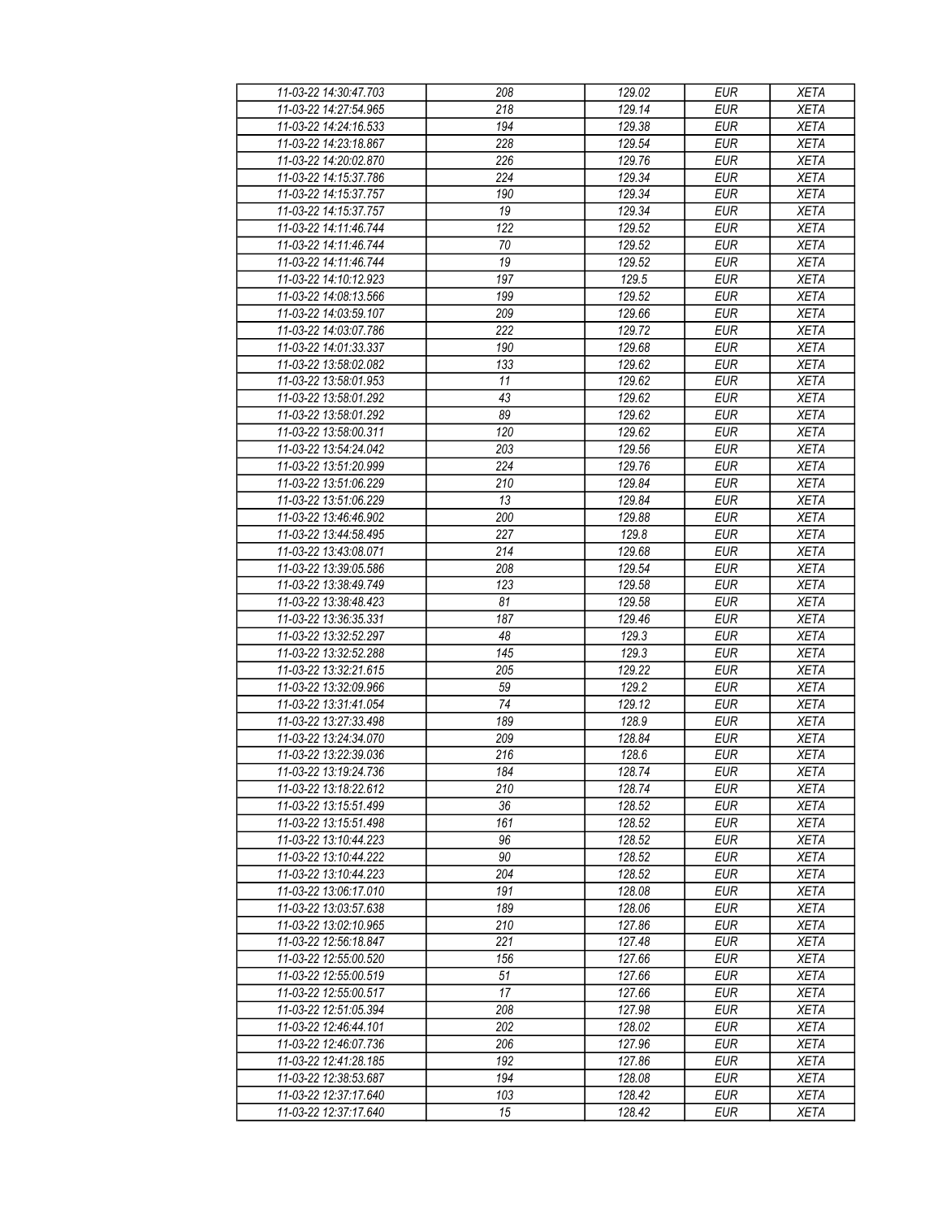| 11-03-22 14:30:47.703 | 208 | 129.02 | EUR | XETA |
|---|---|---|---|---|
| 11-03-22 14:27:54.965 | 218 | 129.14 | EUR | XETA |
| 11-03-22 14:24:16.533 | 194 | 129.38 | EUR | XETA |
| 11-03-22 14:23:18.867 | 228 | 129.54 | EUR | XETA |
| 11-03-22 14:20:02.870 | 226 | 129.76 | EUR | XETA |
| 11-03-22 14:15:37.786 | 224 | 129.34 | EUR | XETA |
| 11-03-22 14:15:37.757 | 190 | 129.34 | EUR | XETA |
| 11-03-22 14:15:37.757 | 19 | 129.34 | EUR | XETA |
| 11-03-22 14:11:46.744 | 122 | 129.52 | EUR | XETA |
| 11-03-22 14:11:46.744 | 70 | 129.52 | EUR | XETA |
| 11-03-22 14:11:46.744 | 19 | 129.52 | EUR | XETA |
| 11-03-22 14:10:12.923 | 197 | 129.5 | EUR | XETA |
| 11-03-22 14:08:13.566 | 199 | 129.52 | EUR | XETA |
| 11-03-22 14:03:59.107 | 209 | 129.66 | EUR | XETA |
| 11-03-22 14:03:07.786 | 222 | 129.72 | EUR | XETA |
| 11-03-22 14:01:33.337 | 190 | 129.68 | EUR | XETA |
| 11-03-22 13:58:02.082 | 133 | 129.62 | EUR | XETA |
| 11-03-22 13:58:01.953 | 11 | 129.62 | EUR | XETA |
| 11-03-22 13:58:01.292 | 43 | 129.62 | EUR | XETA |
| 11-03-22 13:58:01.292 | 89 | 129.62 | EUR | XETA |
| 11-03-22 13:58:00.311 | 120 | 129.62 | EUR | XETA |
| 11-03-22 13:54:24.042 | 203 | 129.56 | EUR | XETA |
| 11-03-22 13:51:20.999 | 224 | 129.76 | EUR | XETA |
| 11-03-22 13:51:06.229 | 210 | 129.84 | EUR | XETA |
| 11-03-22 13:51:06.229 | 13 | 129.84 | EUR | XETA |
| 11-03-22 13:46:46.902 | 200 | 129.88 | EUR | XETA |
| 11-03-22 13:44:58.495 | 227 | 129.8 | EUR | XETA |
| 11-03-22 13:43:08.071 | 214 | 129.68 | EUR | XETA |
| 11-03-22 13:39:05.586 | 208 | 129.54 | EUR | XETA |
| 11-03-22 13:38:49.749 | 123 | 129.58 | EUR | XETA |
| 11-03-22 13:38:48.423 | 81 | 129.58 | EUR | XETA |
| 11-03-22 13:36:35.331 | 187 | 129.46 | EUR | XETA |
| 11-03-22 13:32:52.297 | 48 | 129.3 | EUR | XETA |
| 11-03-22 13:32:52.288 | 145 | 129.3 | EUR | XETA |
| 11-03-22 13:32:21.615 | 205 | 129.22 | EUR | XETA |
| 11-03-22 13:32:09.966 | 59 | 129.2 | EUR | XETA |
| 11-03-22 13:31:41.054 | 74 | 129.12 | EUR | XETA |
| 11-03-22 13:27:33.498 | 189 | 128.9 | EUR | XETA |
| 11-03-22 13:24:34.070 | 209 | 128.84 | EUR | XETA |
| 11-03-22 13:22:39.036 | 216 | 128.6 | EUR | XETA |
| 11-03-22 13:19:24.736 | 184 | 128.74 | EUR | XETA |
| 11-03-22 13:18:22.612 | 210 | 128.74 | EUR | XETA |
| 11-03-22 13:15:51.499 | 36 | 128.52 | EUR | XETA |
| 11-03-22 13:15:51.498 | 161 | 128.52 | EUR | XETA |
| 11-03-22 13:10:44.223 | 96 | 128.52 | EUR | XETA |
| 11-03-22 13:10:44.222 | 90 | 128.52 | EUR | XETA |
| 11-03-22 13:10:44.223 | 204 | 128.52 | EUR | XETA |
| 11-03-22 13:06:17.010 | 191 | 128.08 | EUR | XETA |
| 11-03-22 13:03:57.638 | 189 | 128.06 | EUR | XETA |
| 11-03-22 13:02:10.965 | 210 | 127.86 | EUR | XETA |
| 11-03-22 12:56:18.847 | 221 | 127.48 | EUR | XETA |
| 11-03-22 12:55:00.520 | 156 | 127.66 | EUR | XETA |
| 11-03-22 12:55:00.519 | 51 | 127.66 | EUR | XETA |
| 11-03-22 12:55:00.517 | 17 | 127.66 | EUR | XETA |
| 11-03-22 12:51:05.394 | 208 | 127.98 | EUR | XETA |
| 11-03-22 12:46:44.101 | 202 | 128.02 | EUR | XETA |
| 11-03-22 12:46:07.736 | 206 | 127.96 | EUR | XETA |
| 11-03-22 12:41:28.185 | 192 | 127.86 | EUR | XETA |
| 11-03-22 12:38:53.687 | 194 | 128.08 | EUR | XETA |
| 11-03-22 12:37:17.640 | 103 | 128.42 | EUR | XETA |
| 11-03-22 12:37:17.640 | 15 | 128.42 | EUR | XETA |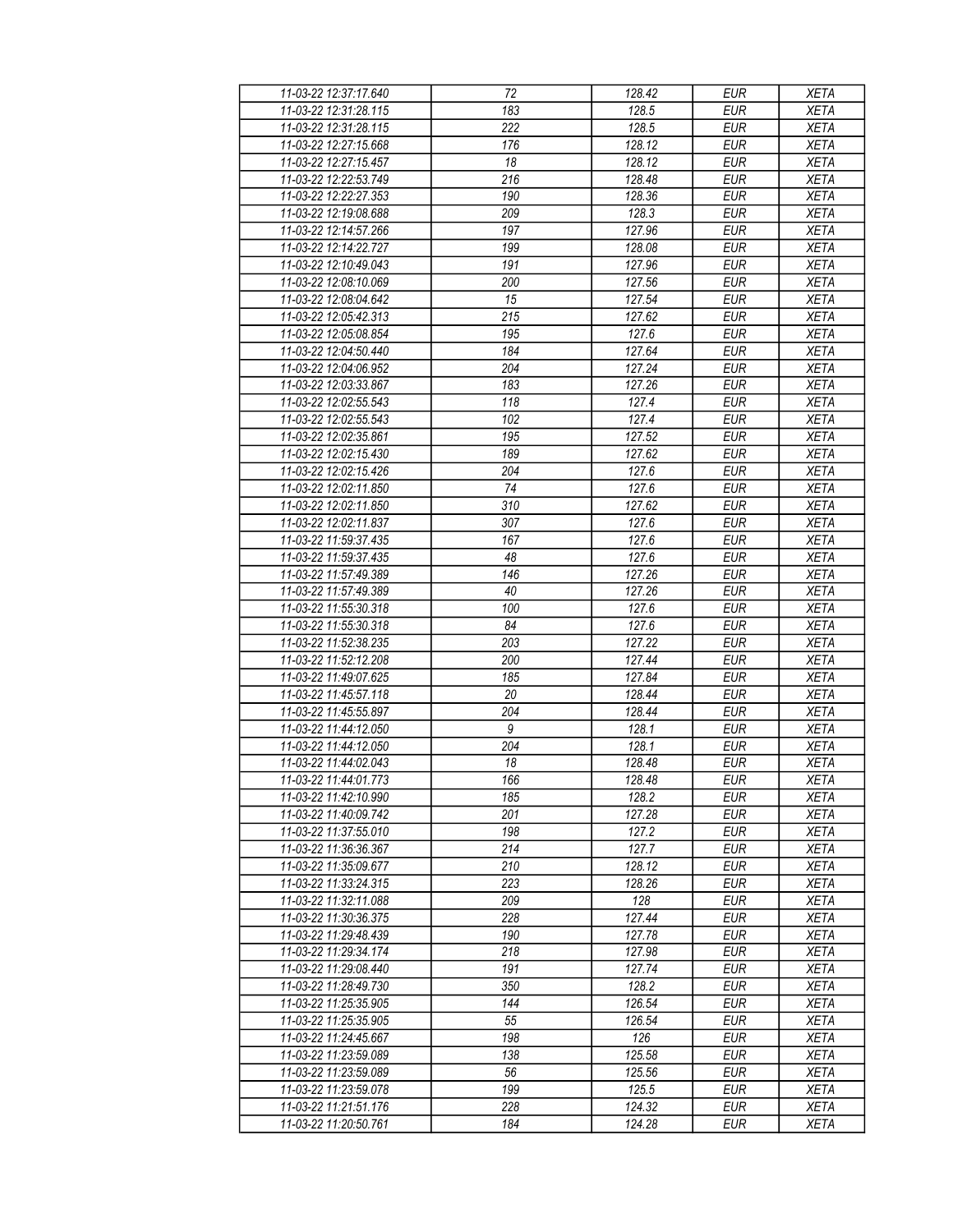| 11-03-22 12:37:17.640 | 72 | 128.42 | EUR | XETA |
|---|---|---|---|---|
| 11-03-22 12:31:28.115 | 183 | 128.5 | EUR | XETA |
| 11-03-22 12:31:28.115 | 222 | 128.5 | EUR | XETA |
| 11-03-22 12:27:15.668 | 176 | 128.12 | EUR | XETA |
| 11-03-22 12:27:15.457 | 18 | 128.12 | EUR | XETA |
| 11-03-22 12:22:53.749 | 216 | 128.48 | EUR | XETA |
| 11-03-22 12:22:27.353 | 190 | 128.36 | EUR | XETA |
| 11-03-22 12:19:08.688 | 209 | 128.3 | EUR | XETA |
| 11-03-22 12:14:57.266 | 197 | 127.96 | EUR | XETA |
| 11-03-22 12:14:22.727 | 199 | 128.08 | EUR | XETA |
| 11-03-22 12:10:49.043 | 191 | 127.96 | EUR | XETA |
| 11-03-22 12:08:10.069 | 200 | 127.56 | EUR | XETA |
| 11-03-22 12:08:04.642 | 15 | 127.54 | EUR | XETA |
| 11-03-22 12:05:42.313 | 215 | 127.62 | EUR | XETA |
| 11-03-22 12:05:08.854 | 195 | 127.6 | EUR | XETA |
| 11-03-22 12:04:50.440 | 184 | 127.64 | EUR | XETA |
| 11-03-22 12:04:06.952 | 204 | 127.24 | EUR | XETA |
| 11-03-22 12:03:33.867 | 183 | 127.26 | EUR | XETA |
| 11-03-22 12:02:55.543 | 118 | 127.4 | EUR | XETA |
| 11-03-22 12:02:55.543 | 102 | 127.4 | EUR | XETA |
| 11-03-22 12:02:35.861 | 195 | 127.52 | EUR | XETA |
| 11-03-22 12:02:15.430 | 189 | 127.62 | EUR | XETA |
| 11-03-22 12:02:15.426 | 204 | 127.6 | EUR | XETA |
| 11-03-22 12:02:11.850 | 74 | 127.6 | EUR | XETA |
| 11-03-22 12:02:11.850 | 310 | 127.62 | EUR | XETA |
| 11-03-22 12:02:11.837 | 307 | 127.6 | EUR | XETA |
| 11-03-22 11:59:37.435 | 167 | 127.6 | EUR | XETA |
| 11-03-22 11:59:37.435 | 48 | 127.6 | EUR | XETA |
| 11-03-22 11:57:49.389 | 146 | 127.26 | EUR | XETA |
| 11-03-22 11:57:49.389 | 40 | 127.26 | EUR | XETA |
| 11-03-22 11:55:30.318 | 100 | 127.6 | EUR | XETA |
| 11-03-22 11:55:30.318 | 84 | 127.6 | EUR | XETA |
| 11-03-22 11:52:38.235 | 203 | 127.22 | EUR | XETA |
| 11-03-22 11:52:12.208 | 200 | 127.44 | EUR | XETA |
| 11-03-22 11:49:07.625 | 185 | 127.84 | EUR | XETA |
| 11-03-22 11:45:57.118 | 20 | 128.44 | EUR | XETA |
| 11-03-22 11:45:55.897 | 204 | 128.44 | EUR | XETA |
| 11-03-22 11:44:12.050 | 9 | 128.1 | EUR | XETA |
| 11-03-22 11:44:12.050 | 204 | 128.1 | EUR | XETA |
| 11-03-22 11:44:02.043 | 18 | 128.48 | EUR | XETA |
| 11-03-22 11:44:01.773 | 166 | 128.48 | EUR | XETA |
| 11-03-22 11:42:10.990 | 185 | 128.2 | EUR | XETA |
| 11-03-22 11:40:09.742 | 201 | 127.28 | EUR | XETA |
| 11-03-22 11:37:55.010 | 198 | 127.2 | EUR | XETA |
| 11-03-22 11:36:36.367 | 214 | 127.7 | EUR | XETA |
| 11-03-22 11:35:09.677 | 210 | 128.12 | EUR | XETA |
| 11-03-22 11:33:24.315 | 223 | 128.26 | EUR | XETA |
| 11-03-22 11:32:11.088 | 209 | 128 | EUR | XETA |
| 11-03-22 11:30:36.375 | 228 | 127.44 | EUR | XETA |
| 11-03-22 11:29:48.439 | 190 | 127.78 | EUR | XETA |
| 11-03-22 11:29:34.174 | 218 | 127.98 | EUR | XETA |
| 11-03-22 11:29:08.440 | 191 | 127.74 | EUR | XETA |
| 11-03-22 11:28:49.730 | 350 | 128.2 | EUR | XETA |
| 11-03-22 11:25:35.905 | 144 | 126.54 | EUR | XETA |
| 11-03-22 11:25:35.905 | 55 | 126.54 | EUR | XETA |
| 11-03-22 11:24:45.667 | 198 | 126 | EUR | XETA |
| 11-03-22 11:23:59.089 | 138 | 125.58 | EUR | XETA |
| 11-03-22 11:23:59.089 | 56 | 125.56 | EUR | XETA |
| 11-03-22 11:23:59.078 | 199 | 125.5 | EUR | XETA |
| 11-03-22 11:21:51.176 | 228 | 124.32 | EUR | XETA |
| 11-03-22 11:20:50.761 | 184 | 124.28 | EUR | XETA |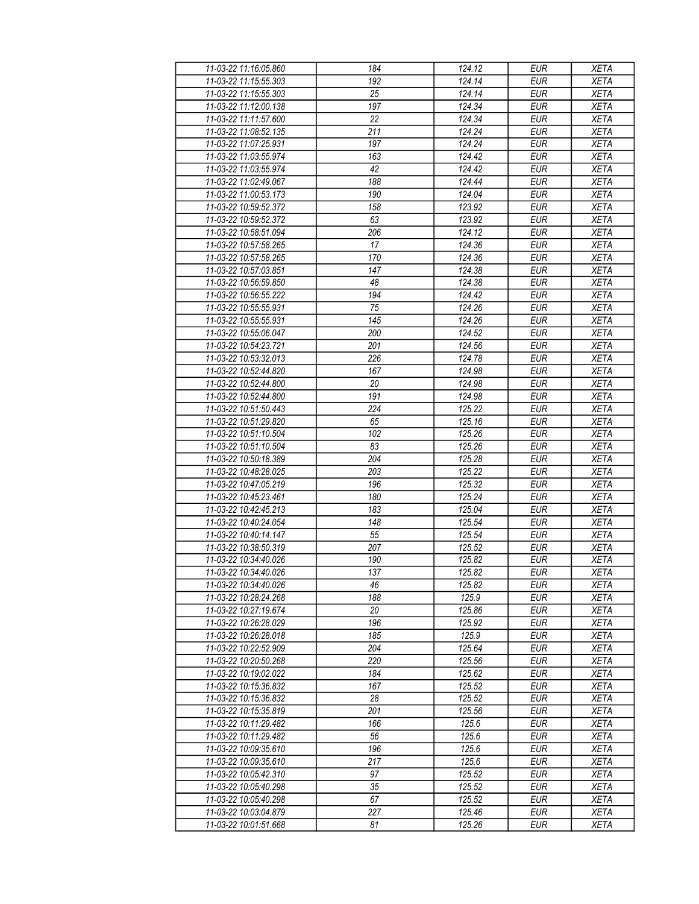| 11-03-22 11:16:05.860 | 184 | 124.12 | EUR | XETA |
|---|---|---|---|---|
| 11-03-22 11:15:55.303 | 192 | 124.14 | EUR | XETA |
| 11-03-22 11:15:55.303 | 25 | 124.14 | EUR | XETA |
| 11-03-22 11:12:00.138 | 197 | 124.34 | EUR | XETA |
| 11-03-22 11:11:57.600 | 22 | 124.34 | EUR | XETA |
| 11-03-22 11:08:52.135 | 211 | 124.24 | EUR | XETA |
| 11-03-22 11:07:25.931 | 197 | 124.24 | EUR | XETA |
| 11-03-22 11:03:55.974 | 163 | 124.42 | EUR | XETA |
| 11-03-22 11:03:55.974 | 42 | 124.42 | EUR | XETA |
| 11-03-22 11:02:49.067 | 188 | 124.44 | EUR | XETA |
| 11-03-22 11:00:53.173 | 190 | 124.04 | EUR | XETA |
| 11-03-22 10:59:52.372 | 158 | 123.92 | EUR | XETA |
| 11-03-22 10:59:52.372 | 63 | 123.92 | EUR | XETA |
| 11-03-22 10:58:51.094 | 206 | 124.12 | EUR | XETA |
| 11-03-22 10:57:58.265 | 17 | 124.36 | EUR | XETA |
| 11-03-22 10:57:58.265 | 170 | 124.36 | EUR | XETA |
| 11-03-22 10:57:03.851 | 147 | 124.38 | EUR | XETA |
| 11-03-22 10:56:59.850 | 48 | 124.38 | EUR | XETA |
| 11-03-22 10:56:55.222 | 194 | 124.42 | EUR | XETA |
| 11-03-22 10:55:55.931 | 75 | 124.26 | EUR | XETA |
| 11-03-22 10:55:55.931 | 145 | 124.26 | EUR | XETA |
| 11-03-22 10:55:06.047 | 200 | 124.52 | EUR | XETA |
| 11-03-22 10:54:23.721 | 201 | 124.56 | EUR | XETA |
| 11-03-22 10:53:32.013 | 226 | 124.78 | EUR | XETA |
| 11-03-22 10:52:44.820 | 167 | 124.98 | EUR | XETA |
| 11-03-22 10:52:44.800 | 20 | 124.98 | EUR | XETA |
| 11-03-22 10:52:44.800 | 191 | 124.98 | EUR | XETA |
| 11-03-22 10:51:50.443 | 224 | 125.22 | EUR | XETA |
| 11-03-22 10:51:29.820 | 65 | 125.16 | EUR | XETA |
| 11-03-22 10:51:10.504 | 102 | 125.26 | EUR | XETA |
| 11-03-22 10:51:10.504 | 83 | 125.26 | EUR | XETA |
| 11-03-22 10:50:18.389 | 204 | 125.28 | EUR | XETA |
| 11-03-22 10:48:28.025 | 203 | 125.22 | EUR | XETA |
| 11-03-22 10:47:05.219 | 196 | 125.32 | EUR | XETA |
| 11-03-22 10:45:23.461 | 180 | 125.24 | EUR | XETA |
| 11-03-22 10:42:45.213 | 183 | 125.04 | EUR | XETA |
| 11-03-22 10:40:24.054 | 148 | 125.54 | EUR | XETA |
| 11-03-22 10:40:14.147 | 55 | 125.54 | EUR | XETA |
| 11-03-22 10:38:50.319 | 207 | 125.52 | EUR | XETA |
| 11-03-22 10:34:40.026 | 190 | 125.82 | EUR | XETA |
| 11-03-22 10:34:40.026 | 137 | 125.82 | EUR | XETA |
| 11-03-22 10:34:40.026 | 46 | 125.82 | EUR | XETA |
| 11-03-22 10:28:24.268 | 188 | 125.9 | EUR | XETA |
| 11-03-22 10:27:19.674 | 20 | 125.86 | EUR | XETA |
| 11-03-22 10:26:28.029 | 196 | 125.92 | EUR | XETA |
| 11-03-22 10:26:28.018 | 185 | 125.9 | EUR | XETA |
| 11-03-22 10:22:52.909 | 204 | 125.64 | EUR | XETA |
| 11-03-22 10:20:50.268 | 220 | 125.56 | EUR | XETA |
| 11-03-22 10:19:02.022 | 184 | 125.62 | EUR | XETA |
| 11-03-22 10:15:36.832 | 167 | 125.52 | EUR | XETA |
| 11-03-22 10:15:36.832 | 28 | 125.52 | EUR | XETA |
| 11-03-22 10:15:35.819 | 201 | 125.56 | EUR | XETA |
| 11-03-22 10:11:29.482 | 166 | 125.6 | EUR | XETA |
| 11-03-22 10:11:29.482 | 56 | 125.6 | EUR | XETA |
| 11-03-22 10:09:35.610 | 196 | 125.6 | EUR | XETA |
| 11-03-22 10:09:35.610 | 217 | 125.6 | EUR | XETA |
| 11-03-22 10:05:42.310 | 97 | 125.52 | EUR | XETA |
| 11-03-22 10:05:40.298 | 35 | 125.52 | EUR | XETA |
| 11-03-22 10:05:40.298 | 67 | 125.52 | EUR | XETA |
| 11-03-22 10:03:04.879 | 227 | 125.46 | EUR | XETA |
| 11-03-22 10:01:51.668 | 81 | 125.26 | EUR | XETA |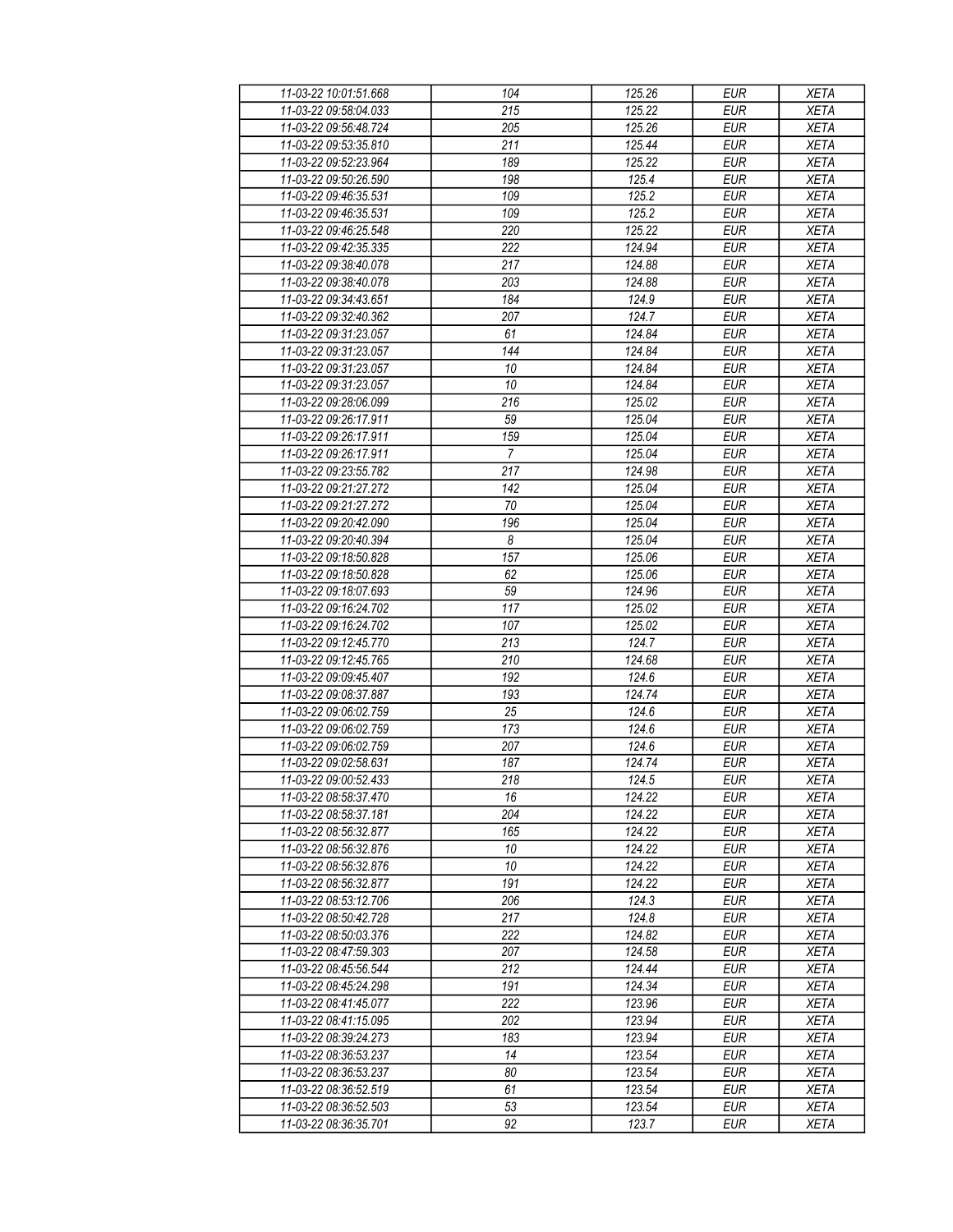| 11-03-22 10:01:51.668 | 104 | 125.26 | EUR | XETA |
|---|---|---|---|---|
| 11-03-22 09:58:04.033 | 215 | 125.22 | EUR | XETA |
| 11-03-22 09:56:48.724 | 205 | 125.26 | EUR | XETA |
| 11-03-22 09:53:35.810 | 211 | 125.44 | EUR | XETA |
| 11-03-22 09:52:23.964 | 189 | 125.22 | EUR | XETA |
| 11-03-22 09:50:26.590 | 198 | 125.4 | EUR | XETA |
| 11-03-22 09:46:35.531 | 109 | 125.2 | EUR | XETA |
| 11-03-22 09:46:35.531 | 109 | 125.2 | EUR | XETA |
| 11-03-22 09:46:25.548 | 220 | 125.22 | EUR | XETA |
| 11-03-22 09:42:35.335 | 222 | 124.94 | EUR | XETA |
| 11-03-22 09:38:40.078 | 217 | 124.88 | EUR | XETA |
| 11-03-22 09:38:40.078 | 203 | 124.88 | EUR | XETA |
| 11-03-22 09:34:43.651 | 184 | 124.9 | EUR | XETA |
| 11-03-22 09:32:40.362 | 207 | 124.7 | EUR | XETA |
| 11-03-22 09:31:23.057 | 61 | 124.84 | EUR | XETA |
| 11-03-22 09:31:23.057 | 144 | 124.84 | EUR | XETA |
| 11-03-22 09:31:23.057 | 10 | 124.84 | EUR | XETA |
| 11-03-22 09:31:23.057 | 10 | 124.84 | EUR | XETA |
| 11-03-22 09:28:06.099 | 216 | 125.02 | EUR | XETA |
| 11-03-22 09:26:17.911 | 59 | 125.04 | EUR | XETA |
| 11-03-22 09:26:17.911 | 159 | 125.04 | EUR | XETA |
| 11-03-22 09:26:17.911 | 7 | 125.04 | EUR | XETA |
| 11-03-22 09:23:55.782 | 217 | 124.98 | EUR | XETA |
| 11-03-22 09:21:27.272 | 142 | 125.04 | EUR | XETA |
| 11-03-22 09:21:27.272 | 70 | 125.04 | EUR | XETA |
| 11-03-22 09:20:42.090 | 196 | 125.04 | EUR | XETA |
| 11-03-22 09:20:40.394 | 8 | 125.04 | EUR | XETA |
| 11-03-22 09:18:50.828 | 157 | 125.06 | EUR | XETA |
| 11-03-22 09:18:50.828 | 62 | 125.06 | EUR | XETA |
| 11-03-22 09:18:07.693 | 59 | 124.96 | EUR | XETA |
| 11-03-22 09:16:24.702 | 117 | 125.02 | EUR | XETA |
| 11-03-22 09:16:24.702 | 107 | 125.02 | EUR | XETA |
| 11-03-22 09:12:45.770 | 213 | 124.7 | EUR | XETA |
| 11-03-22 09:12:45.765 | 210 | 124.68 | EUR | XETA |
| 11-03-22 09:09:45.407 | 192 | 124.6 | EUR | XETA |
| 11-03-22 09:08:37.887 | 193 | 124.74 | EUR | XETA |
| 11-03-22 09:06:02.759 | 25 | 124.6 | EUR | XETA |
| 11-03-22 09:06:02.759 | 173 | 124.6 | EUR | XETA |
| 11-03-22 09:06:02.759 | 207 | 124.6 | EUR | XETA |
| 11-03-22 09:02:58.631 | 187 | 124.74 | EUR | XETA |
| 11-03-22 09:00:52.433 | 218 | 124.5 | EUR | XETA |
| 11-03-22 08:58:37.470 | 16 | 124.22 | EUR | XETA |
| 11-03-22 08:58:37.181 | 204 | 124.22 | EUR | XETA |
| 11-03-22 08:56:32.877 | 165 | 124.22 | EUR | XETA |
| 11-03-22 08:56:32.876 | 10 | 124.22 | EUR | XETA |
| 11-03-22 08:56:32.876 | 10 | 124.22 | EUR | XETA |
| 11-03-22 08:56:32.877 | 191 | 124.22 | EUR | XETA |
| 11-03-22 08:53:12.706 | 206 | 124.3 | EUR | XETA |
| 11-03-22 08:50:42.728 | 217 | 124.8 | EUR | XETA |
| 11-03-22 08:50:03.376 | 222 | 124.82 | EUR | XETA |
| 11-03-22 08:47:59.303 | 207 | 124.58 | EUR | XETA |
| 11-03-22 08:45:56.544 | 212 | 124.44 | EUR | XETA |
| 11-03-22 08:45:24.298 | 191 | 124.34 | EUR | XETA |
| 11-03-22 08:41:45.077 | 222 | 123.96 | EUR | XETA |
| 11-03-22 08:41:15.095 | 202 | 123.94 | EUR | XETA |
| 11-03-22 08:39:24.273 | 183 | 123.94 | EUR | XETA |
| 11-03-22 08:36:53.237 | 14 | 123.54 | EUR | XETA |
| 11-03-22 08:36:53.237 | 80 | 123.54 | EUR | XETA |
| 11-03-22 08:36:52.519 | 61 | 123.54 | EUR | XETA |
| 11-03-22 08:36:52.503 | 53 | 123.54 | EUR | XETA |
| 11-03-22 08:36:35.701 | 92 | 123.7 | EUR | XETA |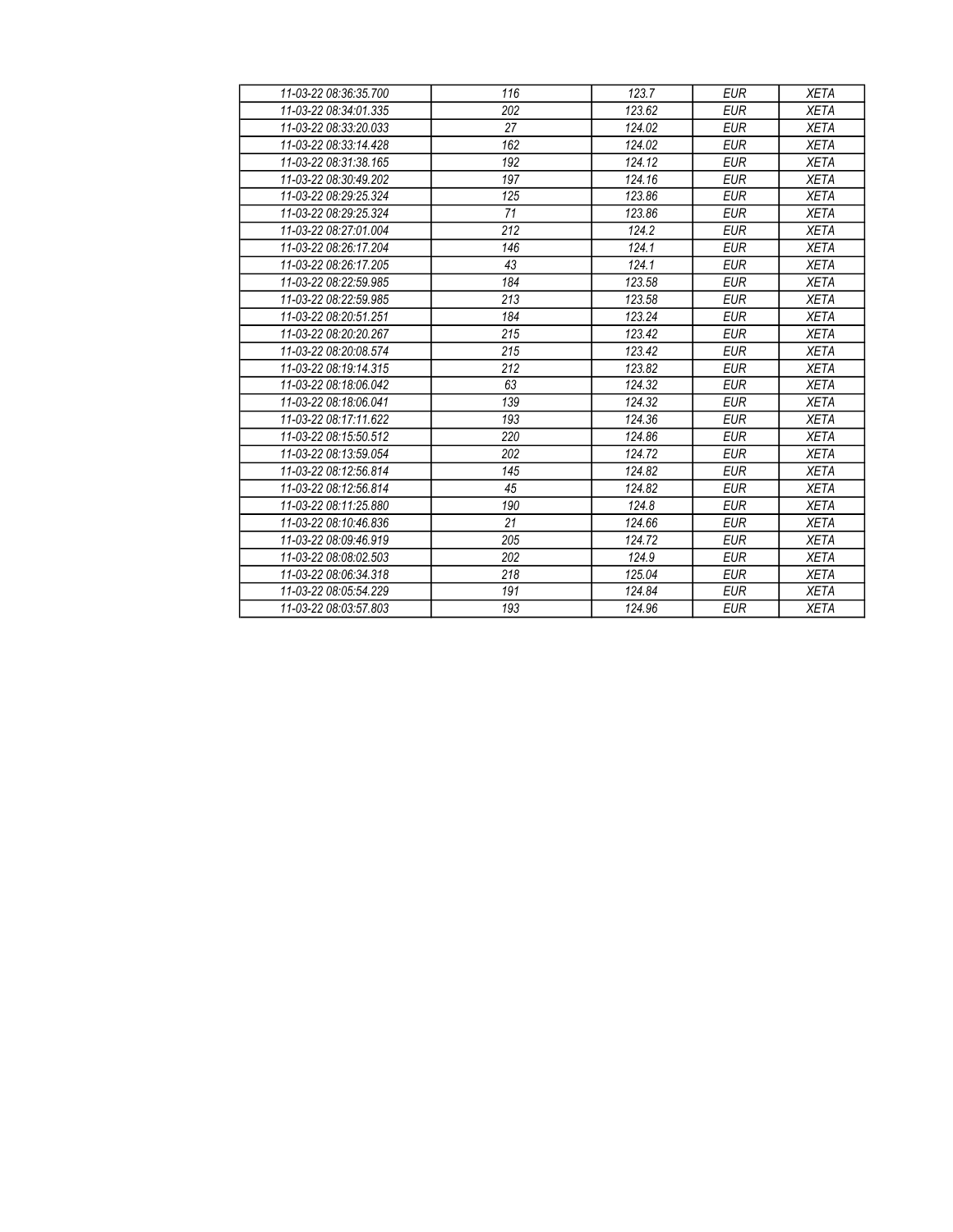| 11-03-22 08:36:35.700 | 116 | 123.7 | EUR | XETA |
|---|---|---|---|---|
| 11-03-22 08:34:01.335 | 202 | 123.62 | EUR | XETA |
| 11-03-22 08:33:20.033 | 27 | 124.02 | EUR | XETA |
| 11-03-22 08:33:14.428 | 162 | 124.02 | EUR | XETA |
| 11-03-22 08:31:38.165 | 192 | 124.12 | EUR | XETA |
| 11-03-22 08:30:49.202 | 197 | 124.16 | EUR | XETA |
| 11-03-22 08:29:25.324 | 125 | 123.86 | EUR | XETA |
| 11-03-22 08:29:25.324 | 71 | 123.86 | EUR | XETA |
| 11-03-22 08:27:01.004 | 212 | 124.2 | EUR | XETA |
| 11-03-22 08:26:17.204 | 146 | 124.1 | EUR | XETA |
| 11-03-22 08:26:17.205 | 43 | 124.1 | EUR | XETA |
| 11-03-22 08:22:59.985 | 184 | 123.58 | EUR | XETA |
| 11-03-22 08:22:59.985 | 213 | 123.58 | EUR | XETA |
| 11-03-22 08:20:51.251 | 184 | 123.24 | EUR | XETA |
| 11-03-22 08:20:20.267 | 215 | 123.42 | EUR | XETA |
| 11-03-22 08:20:08.574 | 215 | 123.42 | EUR | XETA |
| 11-03-22 08:19:14.315 | 212 | 123.82 | EUR | XETA |
| 11-03-22 08:18:06.042 | 63 | 124.32 | EUR | XETA |
| 11-03-22 08:18:06.041 | 139 | 124.32 | EUR | XETA |
| 11-03-22 08:17:11.622 | 193 | 124.36 | EUR | XETA |
| 11-03-22 08:15:50.512 | 220 | 124.86 | EUR | XETA |
| 11-03-22 08:13:59.054 | 202 | 124.72 | EUR | XETA |
| 11-03-22 08:12:56.814 | 145 | 124.82 | EUR | XETA |
| 11-03-22 08:12:56.814 | 45 | 124.82 | EUR | XETA |
| 11-03-22 08:11:25.880 | 190 | 124.8 | EUR | XETA |
| 11-03-22 08:10:46.836 | 21 | 124.66 | EUR | XETA |
| 11-03-22 08:09:46.919 | 205 | 124.72 | EUR | XETA |
| 11-03-22 08:08:02.503 | 202 | 124.9 | EUR | XETA |
| 11-03-22 08:06:34.318 | 218 | 125.04 | EUR | XETA |
| 11-03-22 08:05:54.229 | 191 | 124.84 | EUR | XETA |
| 11-03-22 08:03:57.803 | 193 | 124.96 | EUR | XETA |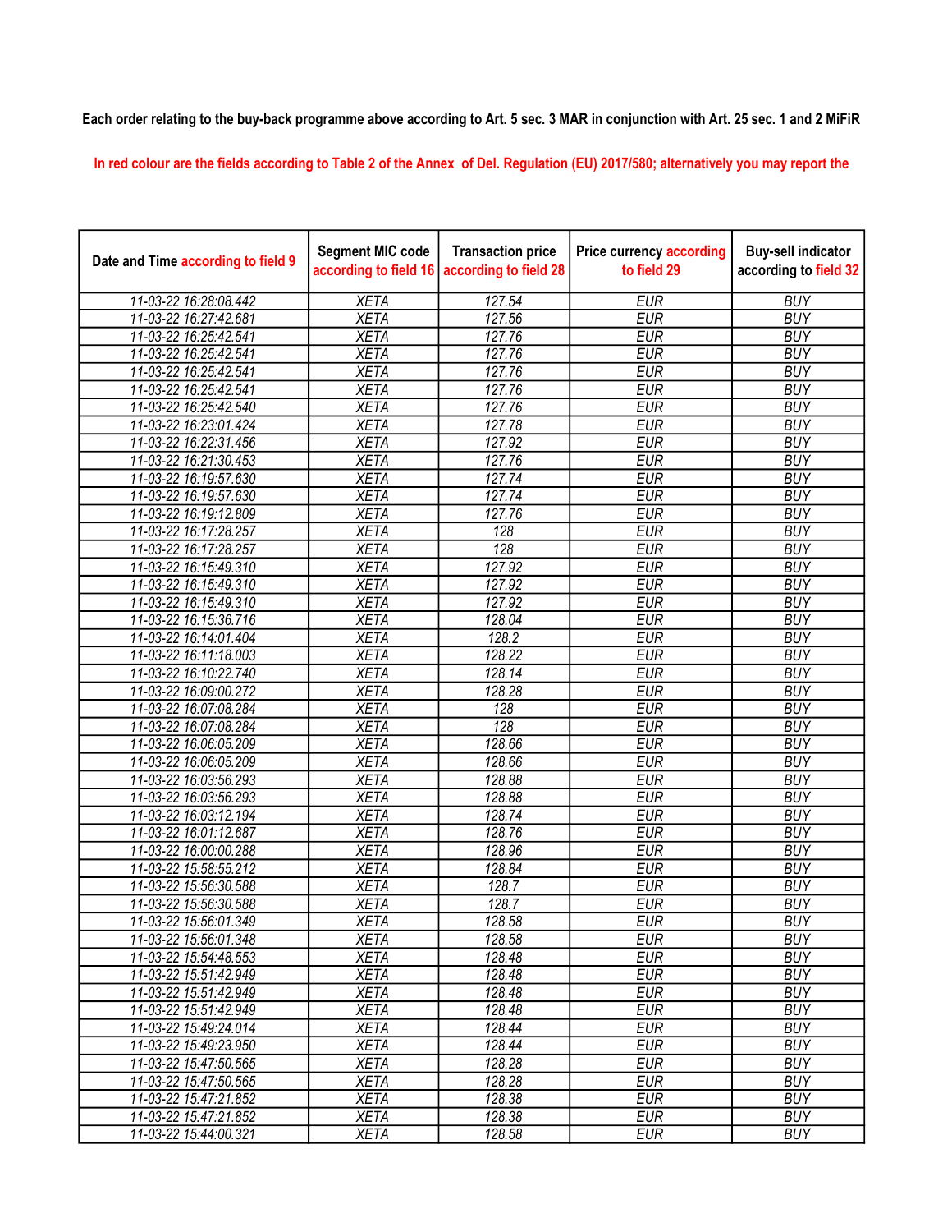Each order relating to the buy-back programme above according to Art. 5 sec. 3 MAR in conjunction with Art. 25 sec. 1 and 2 MiFiR

In red colour are the fields according to Table 2 of the Annex of Del. Regulation (EU) 2017/580; alternatively you may report the

| Date and Time according to field 9 | Segment MIC code according to field 16 | Transaction price according to field 28 | Price currency according to field 29 | Buy-sell indicator according to field 32 |
|---|---|---|---|---|
| 11-03-22 16:28:08.442 | XETA | 127.54 | EUR | BUY |
| 11-03-22 16:27:42.681 | XETA | 127.56 | EUR | BUY |
| 11-03-22 16:25:42.541 | XETA | 127.76 | EUR | BUY |
| 11-03-22 16:25:42.541 | XETA | 127.76 | EUR | BUY |
| 11-03-22 16:25:42.541 | XETA | 127.76 | EUR | BUY |
| 11-03-22 16:25:42.541 | XETA | 127.76 | EUR | BUY |
| 11-03-22 16:25:42.540 | XETA | 127.76 | EUR | BUY |
| 11-03-22 16:23:01.424 | XETA | 127.78 | EUR | BUY |
| 11-03-22 16:22:31.456 | XETA | 127.92 | EUR | BUY |
| 11-03-22 16:21:30.453 | XETA | 127.76 | EUR | BUY |
| 11-03-22 16:19:57.630 | XETA | 127.74 | EUR | BUY |
| 11-03-22 16:19:57.630 | XETA | 127.74 | EUR | BUY |
| 11-03-22 16:19:12.809 | XETA | 127.76 | EUR | BUY |
| 11-03-22 16:17:28.257 | XETA | 128 | EUR | BUY |
| 11-03-22 16:17:28.257 | XETA | 128 | EUR | BUY |
| 11-03-22 16:15:49.310 | XETA | 127.92 | EUR | BUY |
| 11-03-22 16:15:49.310 | XETA | 127.92 | EUR | BUY |
| 11-03-22 16:15:49.310 | XETA | 127.92 | EUR | BUY |
| 11-03-22 16:15:36.716 | XETA | 128.04 | EUR | BUY |
| 11-03-22 16:14:01.404 | XETA | 128.2 | EUR | BUY |
| 11-03-22 16:11:18.003 | XETA | 128.22 | EUR | BUY |
| 11-03-22 16:10:22.740 | XETA | 128.14 | EUR | BUY |
| 11-03-22 16:09:00.272 | XETA | 128.28 | EUR | BUY |
| 11-03-22 16:07:08.284 | XETA | 128 | EUR | BUY |
| 11-03-22 16:07:08.284 | XETA | 128 | EUR | BUY |
| 11-03-22 16:06:05.209 | XETA | 128.66 | EUR | BUY |
| 11-03-22 16:06:05.209 | XETA | 128.66 | EUR | BUY |
| 11-03-22 16:03:56.293 | XETA | 128.88 | EUR | BUY |
| 11-03-22 16:03:56.293 | XETA | 128.88 | EUR | BUY |
| 11-03-22 16:03:12.194 | XETA | 128.74 | EUR | BUY |
| 11-03-22 16:01:12.687 | XETA | 128.76 | EUR | BUY |
| 11-03-22 16:00:00.288 | XETA | 128.96 | EUR | BUY |
| 11-03-22 15:58:55.212 | XETA | 128.84 | EUR | BUY |
| 11-03-22 15:56:30.588 | XETA | 128.7 | EUR | BUY |
| 11-03-22 15:56:30.588 | XETA | 128.7 | EUR | BUY |
| 11-03-22 15:56:01.349 | XETA | 128.58 | EUR | BUY |
| 11-03-22 15:56:01.348 | XETA | 128.58 | EUR | BUY |
| 11-03-22 15:54:48.553 | XETA | 128.48 | EUR | BUY |
| 11-03-22 15:51:42.949 | XETA | 128.48 | EUR | BUY |
| 11-03-22 15:51:42.949 | XETA | 128.48 | EUR | BUY |
| 11-03-22 15:51:42.949 | XETA | 128.48 | EUR | BUY |
| 11-03-22 15:49:24.014 | XETA | 128.44 | EUR | BUY |
| 11-03-22 15:49:23.950 | XETA | 128.44 | EUR | BUY |
| 11-03-22 15:47:50.565 | XETA | 128.28 | EUR | BUY |
| 11-03-22 15:47:50.565 | XETA | 128.28 | EUR | BUY |
| 11-03-22 15:47:21.852 | XETA | 128.38 | EUR | BUY |
| 11-03-22 15:47:21.852 | XETA | 128.38 | EUR | BUY |
| 11-03-22 15:44:00.321 | XETA | 128.58 | EUR | BUY |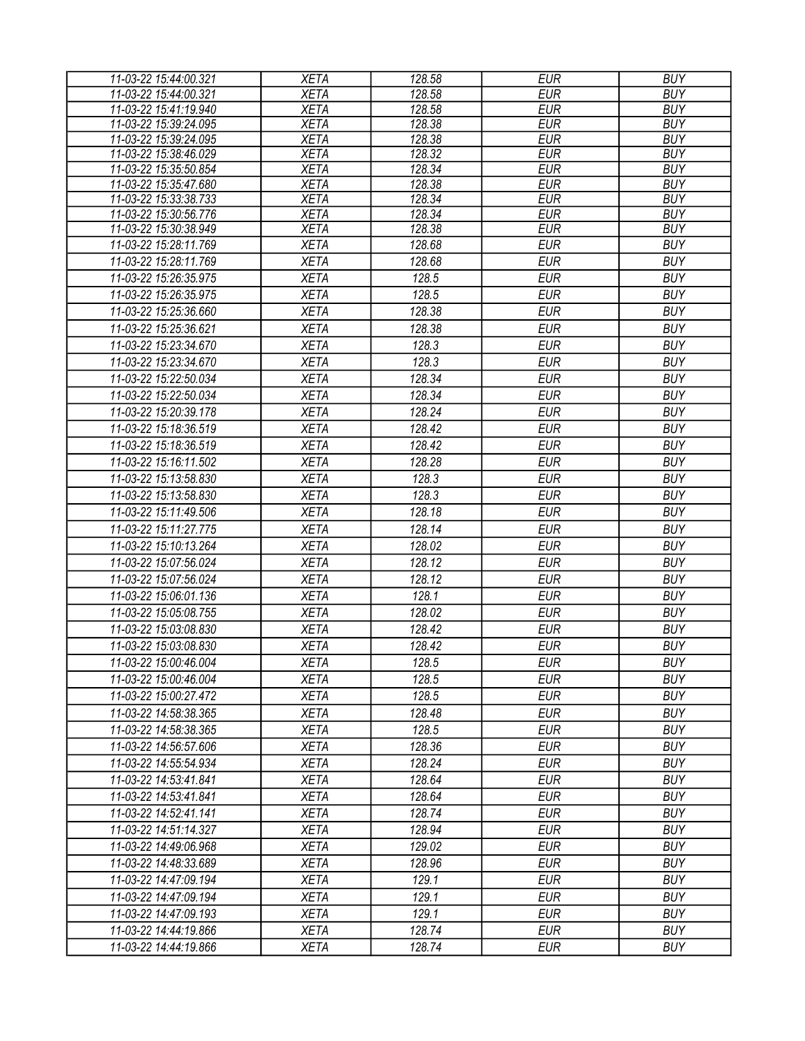| 11-03-22 15:44:00.321 | XETA | 128.58 | EUR | BUY |
|---|---|---|---|---|
| 11-03-22 15:44:00.321 | XETA | 128.58 | EUR | BUY |
| 11-03-22 15:41:19.940 | XETA | 128.58 | EUR | BUY |
| 11-03-22 15:39:24.095 | XETA | 128.38 | EUR | BUY |
| 11-03-22 15:39:24.095 | XETA | 128.38 | EUR | BUY |
| 11-03-22 15:38:46.029 | XETA | 128.32 | EUR | BUY |
| 11-03-22 15:35:50.854 | XETA | 128.34 | EUR | BUY |
| 11-03-22 15:35:47.680 | XETA | 128.38 | EUR | BUY |
| 11-03-22 15:33:38.733 | XETA | 128.34 | EUR | BUY |
| 11-03-22 15:30:56.776 | XETA | 128.34 | EUR | BUY |
| 11-03-22 15:30:38.949 | XETA | 128.38 | EUR | BUY |
| 11-03-22 15:28:11.769 | XETA | 128.68 | EUR | BUY |
| 11-03-22 15:28:11.769 | XETA | 128.68 | EUR | BUY |
| 11-03-22 15:26:35.975 | XETA | 128.5 | EUR | BUY |
| 11-03-22 15:26:35.975 | XETA | 128.5 | EUR | BUY |
| 11-03-22 15:25:36.660 | XETA | 128.38 | EUR | BUY |
| 11-03-22 15:25:36.621 | XETA | 128.38 | EUR | BUY |
| 11-03-22 15:23:34.670 | XETA | 128.3 | EUR | BUY |
| 11-03-22 15:23:34.670 | XETA | 128.3 | EUR | BUY |
| 11-03-22 15:22:50.034 | XETA | 128.34 | EUR | BUY |
| 11-03-22 15:22:50.034 | XETA | 128.34 | EUR | BUY |
| 11-03-22 15:20:39.178 | XETA | 128.24 | EUR | BUY |
| 11-03-22 15:18:36.519 | XETA | 128.42 | EUR | BUY |
| 11-03-22 15:18:36.519 | XETA | 128.42 | EUR | BUY |
| 11-03-22 15:16:11.502 | XETA | 128.28 | EUR | BUY |
| 11-03-22 15:13:58.830 | XETA | 128.3 | EUR | BUY |
| 11-03-22 15:13:58.830 | XETA | 128.3 | EUR | BUY |
| 11-03-22 15:11:49.506 | XETA | 128.18 | EUR | BUY |
| 11-03-22 15:11:27.775 | XETA | 128.14 | EUR | BUY |
| 11-03-22 15:10:13.264 | XETA | 128.02 | EUR | BUY |
| 11-03-22 15:07:56.024 | XETA | 128.12 | EUR | BUY |
| 11-03-22 15:07:56.024 | XETA | 128.12 | EUR | BUY |
| 11-03-22 15:06:01.136 | XETA | 128.1 | EUR | BUY |
| 11-03-22 15:05:08.755 | XETA | 128.02 | EUR | BUY |
| 11-03-22 15:03:08.830 | XETA | 128.42 | EUR | BUY |
| 11-03-22 15:03:08.830 | XETA | 128.42 | EUR | BUY |
| 11-03-22 15:00:46.004 | XETA | 128.5 | EUR | BUY |
| 11-03-22 15:00:46.004 | XETA | 128.5 | EUR | BUY |
| 11-03-22 15:00:27.472 | XETA | 128.5 | EUR | BUY |
| 11-03-22 14:58:38.365 | XETA | 128.48 | EUR | BUY |
| 11-03-22 14:58:38.365 | XETA | 128.5 | EUR | BUY |
| 11-03-22 14:56:57.606 | XETA | 128.36 | EUR | BUY |
| 11-03-22 14:55:54.934 | XETA | 128.24 | EUR | BUY |
| 11-03-22 14:53:41.841 | XETA | 128.64 | EUR | BUY |
| 11-03-22 14:53:41.841 | XETA | 128.64 | EUR | BUY |
| 11-03-22 14:52:41.141 | XETA | 128.74 | EUR | BUY |
| 11-03-22 14:51:14.327 | XETA | 128.94 | EUR | BUY |
| 11-03-22 14:49:06.968 | XETA | 129.02 | EUR | BUY |
| 11-03-22 14:48:33.689 | XETA | 128.96 | EUR | BUY |
| 11-03-22 14:47:09.194 | XETA | 129.1 | EUR | BUY |
| 11-03-22 14:47:09.194 | XETA | 129.1 | EUR | BUY |
| 11-03-22 14:47:09.193 | XETA | 129.1 | EUR | BUY |
| 11-03-22 14:44:19.866 | XETA | 128.74 | EUR | BUY |
| 11-03-22 14:44:19.866 | XETA | 128.74 | EUR | BUY |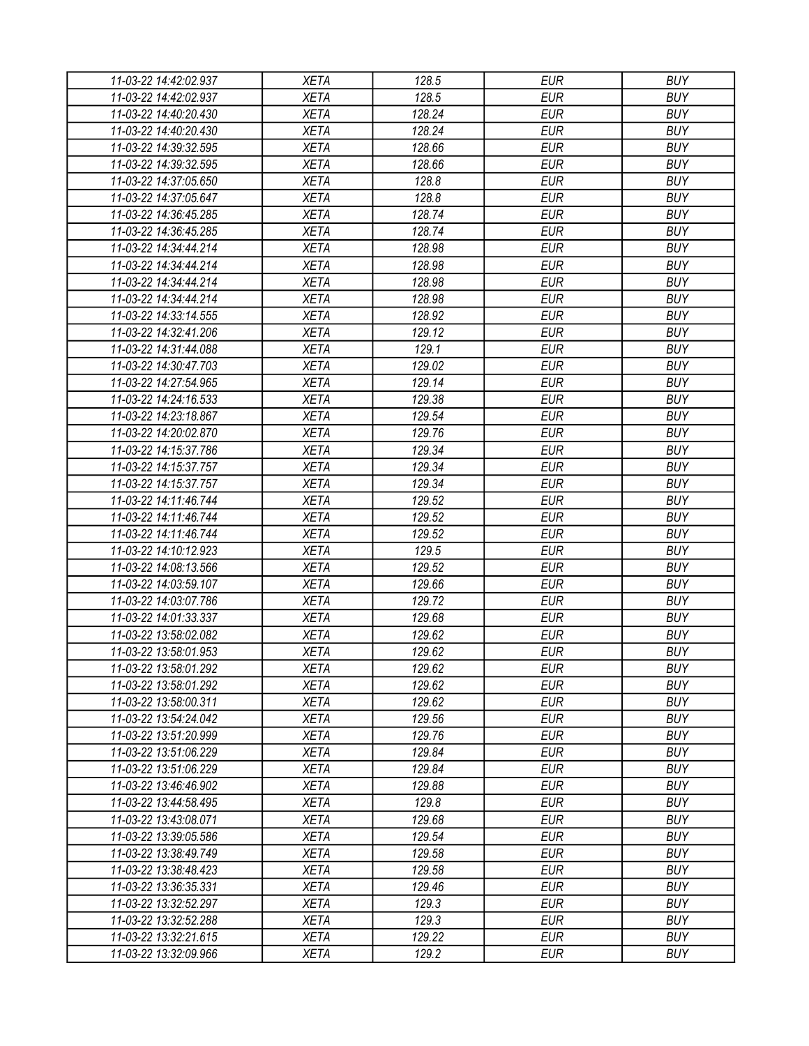| 11-03-22 14:42:02.937 | XETA | 128.5 | EUR | BUY |
|---|---|---|---|---|
| 11-03-22 14:42:02.937 | XETA | 128.5 | EUR | BUY |
| 11-03-22 14:40:20.430 | XETA | 128.24 | EUR | BUY |
| 11-03-22 14:40:20.430 | XETA | 128.24 | EUR | BUY |
| 11-03-22 14:39:32.595 | XETA | 128.66 | EUR | BUY |
| 11-03-22 14:39:32.595 | XETA | 128.66 | EUR | BUY |
| 11-03-22 14:37:05.650 | XETA | 128.8 | EUR | BUY |
| 11-03-22 14:37:05.647 | XETA | 128.8 | EUR | BUY |
| 11-03-22 14:36:45.285 | XETA | 128.74 | EUR | BUY |
| 11-03-22 14:36:45.285 | XETA | 128.74 | EUR | BUY |
| 11-03-22 14:34:44.214 | XETA | 128.98 | EUR | BUY |
| 11-03-22 14:34:44.214 | XETA | 128.98 | EUR | BUY |
| 11-03-22 14:34:44.214 | XETA | 128.98 | EUR | BUY |
| 11-03-22 14:34:44.214 | XETA | 128.98 | EUR | BUY |
| 11-03-22 14:33:14.555 | XETA | 128.92 | EUR | BUY |
| 11-03-22 14:32:41.206 | XETA | 129.12 | EUR | BUY |
| 11-03-22 14:31:44.088 | XETA | 129.1 | EUR | BUY |
| 11-03-22 14:30:47.703 | XETA | 129.02 | EUR | BUY |
| 11-03-22 14:27:54.965 | XETA | 129.14 | EUR | BUY |
| 11-03-22 14:24:16.533 | XETA | 129.38 | EUR | BUY |
| 11-03-22 14:23:18.867 | XETA | 129.54 | EUR | BUY |
| 11-03-22 14:20:02.870 | XETA | 129.76 | EUR | BUY |
| 11-03-22 14:15:37.786 | XETA | 129.34 | EUR | BUY |
| 11-03-22 14:15:37.757 | XETA | 129.34 | EUR | BUY |
| 11-03-22 14:15:37.757 | XETA | 129.34 | EUR | BUY |
| 11-03-22 14:11:46.744 | XETA | 129.52 | EUR | BUY |
| 11-03-22 14:11:46.744 | XETA | 129.52 | EUR | BUY |
| 11-03-22 14:11:46.744 | XETA | 129.52 | EUR | BUY |
| 11-03-22 14:10:12.923 | XETA | 129.5 | EUR | BUY |
| 11-03-22 14:08:13.566 | XETA | 129.52 | EUR | BUY |
| 11-03-22 14:03:59.107 | XETA | 129.66 | EUR | BUY |
| 11-03-22 14:03:07.786 | XETA | 129.72 | EUR | BUY |
| 11-03-22 14:01:33.337 | XETA | 129.68 | EUR | BUY |
| 11-03-22 13:58:02.082 | XETA | 129.62 | EUR | BUY |
| 11-03-22 13:58:01.953 | XETA | 129.62 | EUR | BUY |
| 11-03-22 13:58:01.292 | XETA | 129.62 | EUR | BUY |
| 11-03-22 13:58:01.292 | XETA | 129.62 | EUR | BUY |
| 11-03-22 13:58:00.311 | XETA | 129.62 | EUR | BUY |
| 11-03-22 13:54:24.042 | XETA | 129.56 | EUR | BUY |
| 11-03-22 13:51:20.999 | XETA | 129.76 | EUR | BUY |
| 11-03-22 13:51:06.229 | XETA | 129.84 | EUR | BUY |
| 11-03-22 13:51:06.229 | XETA | 129.84 | EUR | BUY |
| 11-03-22 13:46:46.902 | XETA | 129.88 | EUR | BUY |
| 11-03-22 13:44:58.495 | XETA | 129.8 | EUR | BUY |
| 11-03-22 13:43:08.071 | XETA | 129.68 | EUR | BUY |
| 11-03-22 13:39:05.586 | XETA | 129.54 | EUR | BUY |
| 11-03-22 13:38:49.749 | XETA | 129.58 | EUR | BUY |
| 11-03-22 13:38:48.423 | XETA | 129.58 | EUR | BUY |
| 11-03-22 13:36:35.331 | XETA | 129.46 | EUR | BUY |
| 11-03-22 13:32:52.297 | XETA | 129.3 | EUR | BUY |
| 11-03-22 13:32:52.288 | XETA | 129.3 | EUR | BUY |
| 11-03-22 13:32:21.615 | XETA | 129.22 | EUR | BUY |
| 11-03-22 13:32:09.966 | XETA | 129.2 | EUR | BUY |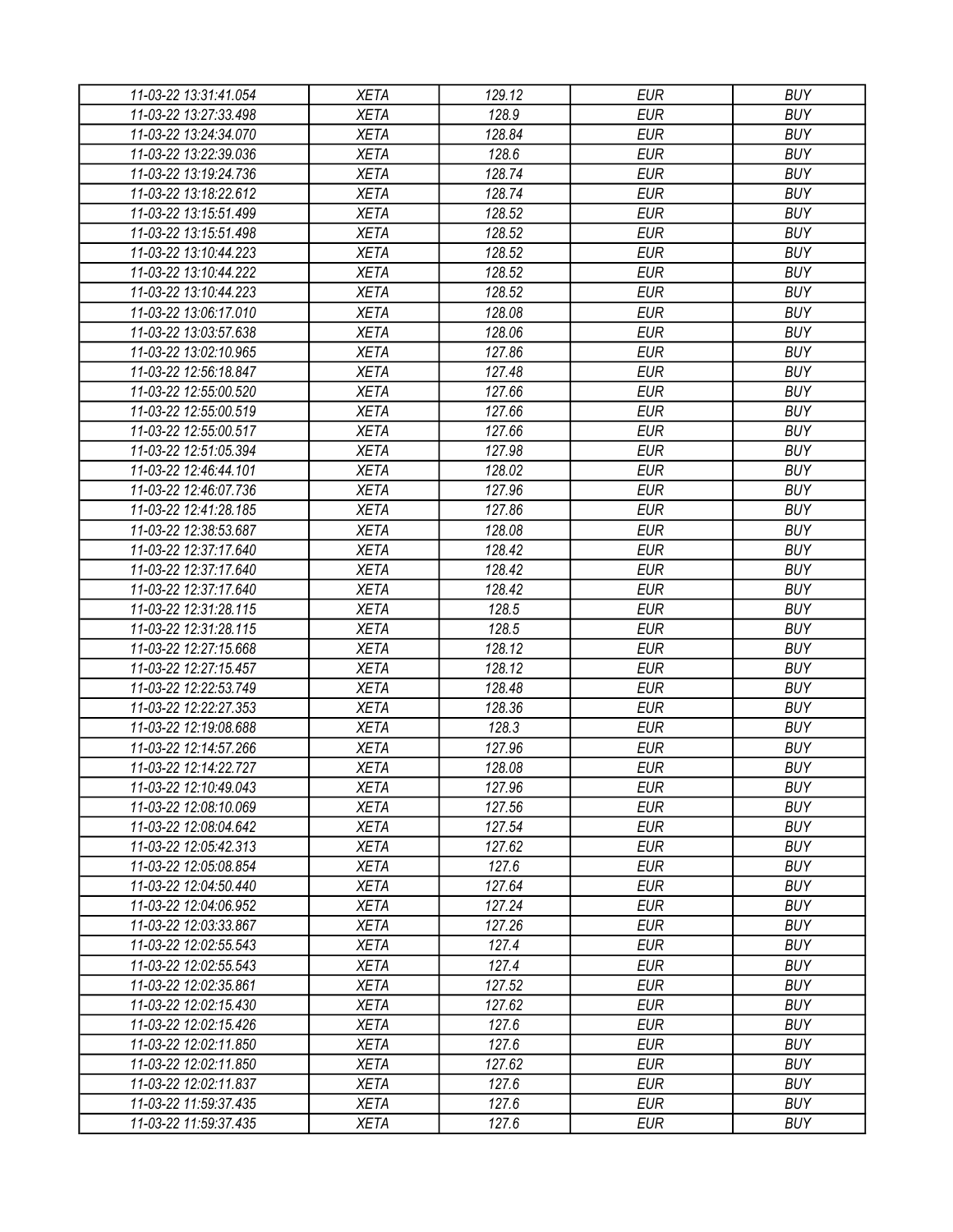| 11-03-22 13:31:41.054 | XETA | 129.12 | EUR | BUY |
|---|---|---|---|---|
| 11-03-22 13:27:33.498 | XETA | 128.9 | EUR | BUY |
| 11-03-22 13:24:34.070 | XETA | 128.84 | EUR | BUY |
| 11-03-22 13:22:39.036 | XETA | 128.6 | EUR | BUY |
| 11-03-22 13:19:24.736 | XETA | 128.74 | EUR | BUY |
| 11-03-22 13:18:22.612 | XETA | 128.74 | EUR | BUY |
| 11-03-22 13:15:51.499 | XETA | 128.52 | EUR | BUY |
| 11-03-22 13:15:51.498 | XETA | 128.52 | EUR | BUY |
| 11-03-22 13:10:44.223 | XETA | 128.52 | EUR | BUY |
| 11-03-22 13:10:44.222 | XETA | 128.52 | EUR | BUY |
| 11-03-22 13:10:44.223 | XETA | 128.52 | EUR | BUY |
| 11-03-22 13:06:17.010 | XETA | 128.08 | EUR | BUY |
| 11-03-22 13:03:57.638 | XETA | 128.06 | EUR | BUY |
| 11-03-22 13:02:10.965 | XETA | 127.86 | EUR | BUY |
| 11-03-22 12:56:18.847 | XETA | 127.48 | EUR | BUY |
| 11-03-22 12:55:00.520 | XETA | 127.66 | EUR | BUY |
| 11-03-22 12:55:00.519 | XETA | 127.66 | EUR | BUY |
| 11-03-22 12:55:00.517 | XETA | 127.66 | EUR | BUY |
| 11-03-22 12:51:05.394 | XETA | 127.98 | EUR | BUY |
| 11-03-22 12:46:44.101 | XETA | 128.02 | EUR | BUY |
| 11-03-22 12:46:07.736 | XETA | 127.96 | EUR | BUY |
| 11-03-22 12:41:28.185 | XETA | 127.86 | EUR | BUY |
| 11-03-22 12:38:53.687 | XETA | 128.08 | EUR | BUY |
| 11-03-22 12:37:17.640 | XETA | 128.42 | EUR | BUY |
| 11-03-22 12:37:17.640 | XETA | 128.42 | EUR | BUY |
| 11-03-22 12:37:17.640 | XETA | 128.42 | EUR | BUY |
| 11-03-22 12:31:28.115 | XETA | 128.5 | EUR | BUY |
| 11-03-22 12:31:28.115 | XETA | 128.5 | EUR | BUY |
| 11-03-22 12:27:15.668 | XETA | 128.12 | EUR | BUY |
| 11-03-22 12:27:15.457 | XETA | 128.12 | EUR | BUY |
| 11-03-22 12:22:53.749 | XETA | 128.48 | EUR | BUY |
| 11-03-22 12:22:27.353 | XETA | 128.36 | EUR | BUY |
| 11-03-22 12:19:08.688 | XETA | 128.3 | EUR | BUY |
| 11-03-22 12:14:57.266 | XETA | 127.96 | EUR | BUY |
| 11-03-22 12:14:22.727 | XETA | 128.08 | EUR | BUY |
| 11-03-22 12:10:49.043 | XETA | 127.96 | EUR | BUY |
| 11-03-22 12:08:10.069 | XETA | 127.56 | EUR | BUY |
| 11-03-22 12:08:04.642 | XETA | 127.54 | EUR | BUY |
| 11-03-22 12:05:42.313 | XETA | 127.62 | EUR | BUY |
| 11-03-22 12:05:08.854 | XETA | 127.6 | EUR | BUY |
| 11-03-22 12:04:50.440 | XETA | 127.64 | EUR | BUY |
| 11-03-22 12:04:06.952 | XETA | 127.24 | EUR | BUY |
| 11-03-22 12:03:33.867 | XETA | 127.26 | EUR | BUY |
| 11-03-22 12:02:55.543 | XETA | 127.4 | EUR | BUY |
| 11-03-22 12:02:55.543 | XETA | 127.4 | EUR | BUY |
| 11-03-22 12:02:35.861 | XETA | 127.52 | EUR | BUY |
| 11-03-22 12:02:15.430 | XETA | 127.62 | EUR | BUY |
| 11-03-22 12:02:15.426 | XETA | 127.6 | EUR | BUY |
| 11-03-22 12:02:11.850 | XETA | 127.6 | EUR | BUY |
| 11-03-22 12:02:11.850 | XETA | 127.62 | EUR | BUY |
| 11-03-22 12:02:11.837 | XETA | 127.6 | EUR | BUY |
| 11-03-22 11:59:37.435 | XETA | 127.6 | EUR | BUY |
| 11-03-22 11:59:37.435 | XETA | 127.6 | EUR | BUY |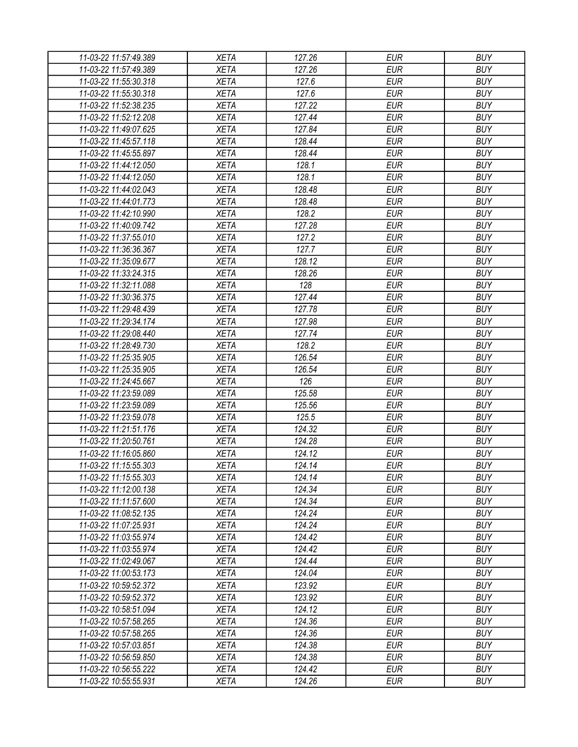| 11-03-22 11:57:49.389 | XETA | 127.26 | EUR | BUY |
|---|---|---|---|---|
| 11-03-22 11:57:49.389 | XETA | 127.26 | EUR | BUY |
| 11-03-22 11:55:30.318 | XETA | 127.6 | EUR | BUY |
| 11-03-22 11:55:30.318 | XETA | 127.6 | EUR | BUY |
| 11-03-22 11:52:38.235 | XETA | 127.22 | EUR | BUY |
| 11-03-22 11:52:12.208 | XETA | 127.44 | EUR | BUY |
| 11-03-22 11:49:07.625 | XETA | 127.84 | EUR | BUY |
| 11-03-22 11:45:57.118 | XETA | 128.44 | EUR | BUY |
| 11-03-22 11:45:55.897 | XETA | 128.44 | EUR | BUY |
| 11-03-22 11:44:12.050 | XETA | 128.1 | EUR | BUY |
| 11-03-22 11:44:12.050 | XETA | 128.1 | EUR | BUY |
| 11-03-22 11:44:02.043 | XETA | 128.48 | EUR | BUY |
| 11-03-22 11:44:01.773 | XETA | 128.48 | EUR | BUY |
| 11-03-22 11:42:10.990 | XETA | 128.2 | EUR | BUY |
| 11-03-22 11:40:09.742 | XETA | 127.28 | EUR | BUY |
| 11-03-22 11:37:55.010 | XETA | 127.2 | EUR | BUY |
| 11-03-22 11:36:36.367 | XETA | 127.7 | EUR | BUY |
| 11-03-22 11:35:09.677 | XETA | 128.12 | EUR | BUY |
| 11-03-22 11:33:24.315 | XETA | 128.26 | EUR | BUY |
| 11-03-22 11:32:11.088 | XETA | 128 | EUR | BUY |
| 11-03-22 11:30:36.375 | XETA | 127.44 | EUR | BUY |
| 11-03-22 11:29:48.439 | XETA | 127.78 | EUR | BUY |
| 11-03-22 11:29:34.174 | XETA | 127.98 | EUR | BUY |
| 11-03-22 11:29:08.440 | XETA | 127.74 | EUR | BUY |
| 11-03-22 11:28:49.730 | XETA | 128.2 | EUR | BUY |
| 11-03-22 11:25:35.905 | XETA | 126.54 | EUR | BUY |
| 11-03-22 11:25:35.905 | XETA | 126.54 | EUR | BUY |
| 11-03-22 11:24:45.667 | XETA | 126 | EUR | BUY |
| 11-03-22 11:23:59.089 | XETA | 125.58 | EUR | BUY |
| 11-03-22 11:23:59.089 | XETA | 125.56 | EUR | BUY |
| 11-03-22 11:23:59.078 | XETA | 125.5 | EUR | BUY |
| 11-03-22 11:21:51.176 | XETA | 124.32 | EUR | BUY |
| 11-03-22 11:20:50.761 | XETA | 124.28 | EUR | BUY |
| 11-03-22 11:16:05.860 | XETA | 124.12 | EUR | BUY |
| 11-03-22 11:15:55.303 | XETA | 124.14 | EUR | BUY |
| 11-03-22 11:15:55.303 | XETA | 124.14 | EUR | BUY |
| 11-03-22 11:12:00.138 | XETA | 124.34 | EUR | BUY |
| 11-03-22 11:11:57.600 | XETA | 124.34 | EUR | BUY |
| 11-03-22 11:08:52.135 | XETA | 124.24 | EUR | BUY |
| 11-03-22 11:07:25.931 | XETA | 124.24 | EUR | BUY |
| 11-03-22 11:03:55.974 | XETA | 124.42 | EUR | BUY |
| 11-03-22 11:03:55.974 | XETA | 124.42 | EUR | BUY |
| 11-03-22 11:02:49.067 | XETA | 124.44 | EUR | BUY |
| 11-03-22 11:00:53.173 | XETA | 124.04 | EUR | BUY |
| 11-03-22 10:59:52.372 | XETA | 123.92 | EUR | BUY |
| 11-03-22 10:59:52.372 | XETA | 123.92 | EUR | BUY |
| 11-03-22 10:58:51.094 | XETA | 124.12 | EUR | BUY |
| 11-03-22 10:57:58.265 | XETA | 124.36 | EUR | BUY |
| 11-03-22 10:57:58.265 | XETA | 124.36 | EUR | BUY |
| 11-03-22 10:57:03.851 | XETA | 124.38 | EUR | BUY |
| 11-03-22 10:56:59.850 | XETA | 124.38 | EUR | BUY |
| 11-03-22 10:56:55.222 | XETA | 124.42 | EUR | BUY |
| 11-03-22 10:55:55.931 | XETA | 124.26 | EUR | BUY |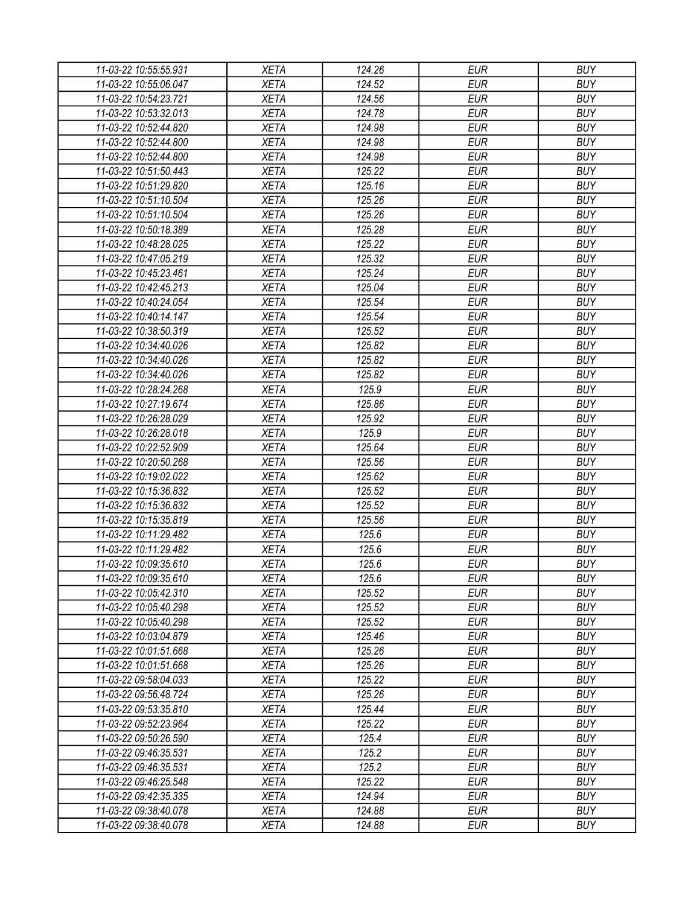| 11-03-22 10:55:55.931 | XETA | 124.26 | EUR | BUY |
|---|---|---|---|---|
| 11-03-22 10:55:06.047 | XETA | 124.52 | EUR | BUY |
| 11-03-22 10:54:23.721 | XETA | 124.56 | EUR | BUY |
| 11-03-22 10:53:32.013 | XETA | 124.78 | EUR | BUY |
| 11-03-22 10:52:44.820 | XETA | 124.98 | EUR | BUY |
| 11-03-22 10:52:44.800 | XETA | 124.98 | EUR | BUY |
| 11-03-22 10:52:44.800 | XETA | 124.98 | EUR | BUY |
| 11-03-22 10:51:50.443 | XETA | 125.22 | EUR | BUY |
| 11-03-22 10:51:29.820 | XETA | 125.16 | EUR | BUY |
| 11-03-22 10:51:10.504 | XETA | 125.26 | EUR | BUY |
| 11-03-22 10:51:10.504 | XETA | 125.26 | EUR | BUY |
| 11-03-22 10:50:18.389 | XETA | 125.28 | EUR | BUY |
| 11-03-22 10:48:28.025 | XETA | 125.22 | EUR | BUY |
| 11-03-22 10:47:05.219 | XETA | 125.32 | EUR | BUY |
| 11-03-22 10:45:23.461 | XETA | 125.24 | EUR | BUY |
| 11-03-22 10:42:45.213 | XETA | 125.04 | EUR | BUY |
| 11-03-22 10:40:24.054 | XETA | 125.54 | EUR | BUY |
| 11-03-22 10:40:14.147 | XETA | 125.54 | EUR | BUY |
| 11-03-22 10:38:50.319 | XETA | 125.52 | EUR | BUY |
| 11-03-22 10:34:40.026 | XETA | 125.82 | EUR | BUY |
| 11-03-22 10:34:40.026 | XETA | 125.82 | EUR | BUY |
| 11-03-22 10:34:40.026 | XETA | 125.82 | EUR | BUY |
| 11-03-22 10:28:24.268 | XETA | 125.9 | EUR | BUY |
| 11-03-22 10:27:19.674 | XETA | 125.86 | EUR | BUY |
| 11-03-22 10:26:28.029 | XETA | 125.92 | EUR | BUY |
| 11-03-22 10:26:28.018 | XETA | 125.9 | EUR | BUY |
| 11-03-22 10:22:52.909 | XETA | 125.64 | EUR | BUY |
| 11-03-22 10:20:50.268 | XETA | 125.56 | EUR | BUY |
| 11-03-22 10:19:02.022 | XETA | 125.62 | EUR | BUY |
| 11-03-22 10:15:36.832 | XETA | 125.52 | EUR | BUY |
| 11-03-22 10:15:36.832 | XETA | 125.52 | EUR | BUY |
| 11-03-22 10:15:35.819 | XETA | 125.56 | EUR | BUY |
| 11-03-22 10:11:29.482 | XETA | 125.6 | EUR | BUY |
| 11-03-22 10:11:29.482 | XETA | 125.6 | EUR | BUY |
| 11-03-22 10:09:35.610 | XETA | 125.6 | EUR | BUY |
| 11-03-22 10:09:35.610 | XETA | 125.6 | EUR | BUY |
| 11-03-22 10:05:42.310 | XETA | 125.52 | EUR | BUY |
| 11-03-22 10:05:40.298 | XETA | 125.52 | EUR | BUY |
| 11-03-22 10:05:40.298 | XETA | 125.52 | EUR | BUY |
| 11-03-22 10:03:04.879 | XETA | 125.46 | EUR | BUY |
| 11-03-22 10:01:51.668 | XETA | 125.26 | EUR | BUY |
| 11-03-22 10:01:51.668 | XETA | 125.26 | EUR | BUY |
| 11-03-22 09:58:04.033 | XETA | 125.22 | EUR | BUY |
| 11-03-22 09:56:48.724 | XETA | 125.26 | EUR | BUY |
| 11-03-22 09:53:35.810 | XETA | 125.44 | EUR | BUY |
| 11-03-22 09:52:23.964 | XETA | 125.22 | EUR | BUY |
| 11-03-22 09:50:26.590 | XETA | 125.4 | EUR | BUY |
| 11-03-22 09:46:35.531 | XETA | 125.2 | EUR | BUY |
| 11-03-22 09:46:35.531 | XETA | 125.2 | EUR | BUY |
| 11-03-22 09:46:25.548 | XETA | 125.22 | EUR | BUY |
| 11-03-22 09:42:35.335 | XETA | 124.94 | EUR | BUY |
| 11-03-22 09:38:40.078 | XETA | 124.88 | EUR | BUY |
| 11-03-22 09:38:40.078 | XETA | 124.88 | EUR | BUY |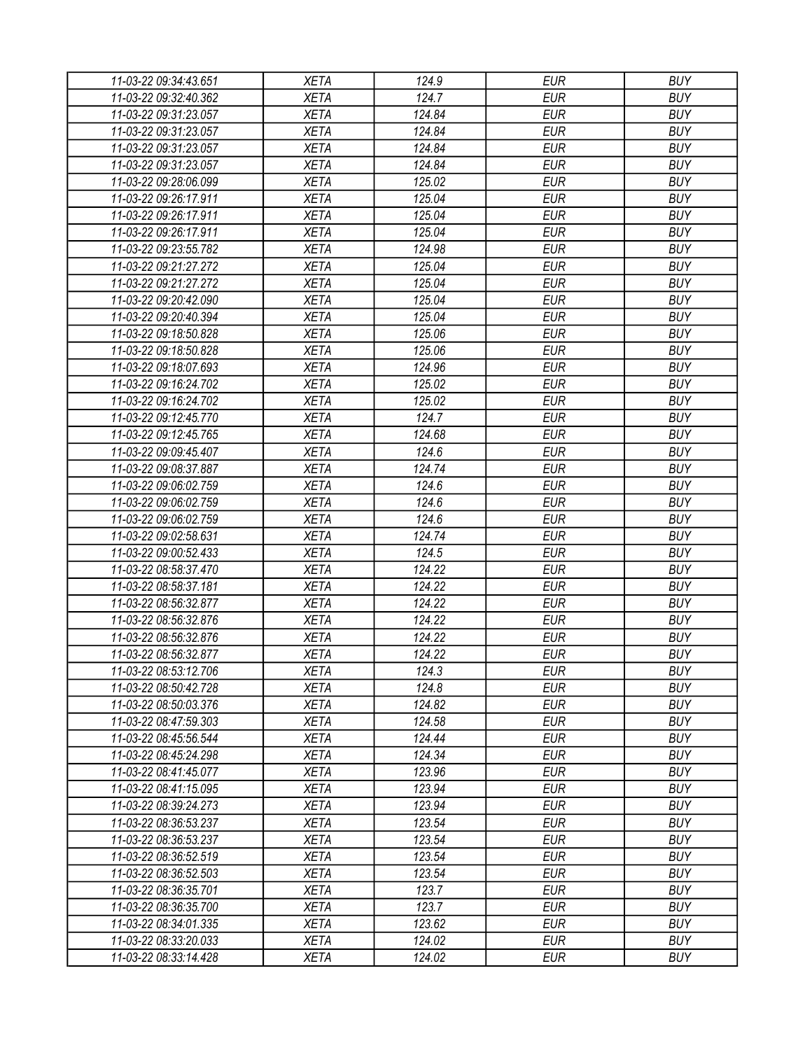| 11-03-22 09:34:43.651 | XETA | 124.9 | EUR | BUY |
|---|---|---|---|---|
| 11-03-22 09:32:40.362 | XETA | 124.7 | EUR | BUY |
| 11-03-22 09:31:23.057 | XETA | 124.84 | EUR | BUY |
| 11-03-22 09:31:23.057 | XETA | 124.84 | EUR | BUY |
| 11-03-22 09:31:23.057 | XETA | 124.84 | EUR | BUY |
| 11-03-22 09:31:23.057 | XETA | 124.84 | EUR | BUY |
| 11-03-22 09:28:06.099 | XETA | 125.02 | EUR | BUY |
| 11-03-22 09:26:17.911 | XETA | 125.04 | EUR | BUY |
| 11-03-22 09:26:17.911 | XETA | 125.04 | EUR | BUY |
| 11-03-22 09:26:17.911 | XETA | 125.04 | EUR | BUY |
| 11-03-22 09:23:55.782 | XETA | 124.98 | EUR | BUY |
| 11-03-22 09:21:27.272 | XETA | 125.04 | EUR | BUY |
| 11-03-22 09:21:27.272 | XETA | 125.04 | EUR | BUY |
| 11-03-22 09:20:42.090 | XETA | 125.04 | EUR | BUY |
| 11-03-22 09:20:40.394 | XETA | 125.04 | EUR | BUY |
| 11-03-22 09:18:50.828 | XETA | 125.06 | EUR | BUY |
| 11-03-22 09:18:50.828 | XETA | 125.06 | EUR | BUY |
| 11-03-22 09:18:07.693 | XETA | 124.96 | EUR | BUY |
| 11-03-22 09:16:24.702 | XETA | 125.02 | EUR | BUY |
| 11-03-22 09:16:24.702 | XETA | 125.02 | EUR | BUY |
| 11-03-22 09:12:45.770 | XETA | 124.7 | EUR | BUY |
| 11-03-22 09:12:45.765 | XETA | 124.68 | EUR | BUY |
| 11-03-22 09:09:45.407 | XETA | 124.6 | EUR | BUY |
| 11-03-22 09:08:37.887 | XETA | 124.74 | EUR | BUY |
| 11-03-22 09:06:02.759 | XETA | 124.6 | EUR | BUY |
| 11-03-22 09:06:02.759 | XETA | 124.6 | EUR | BUY |
| 11-03-22 09:06:02.759 | XETA | 124.6 | EUR | BUY |
| 11-03-22 09:02:58.631 | XETA | 124.74 | EUR | BUY |
| 11-03-22 09:00:52.433 | XETA | 124.5 | EUR | BUY |
| 11-03-22 08:58:37.470 | XETA | 124.22 | EUR | BUY |
| 11-03-22 08:58:37.181 | XETA | 124.22 | EUR | BUY |
| 11-03-22 08:56:32.877 | XETA | 124.22 | EUR | BUY |
| 11-03-22 08:56:32.876 | XETA | 124.22 | EUR | BUY |
| 11-03-22 08:56:32.876 | XETA | 124.22 | EUR | BUY |
| 11-03-22 08:56:32.877 | XETA | 124.22 | EUR | BUY |
| 11-03-22 08:53:12.706 | XETA | 124.3 | EUR | BUY |
| 11-03-22 08:50:42.728 | XETA | 124.8 | EUR | BUY |
| 11-03-22 08:50:03.376 | XETA | 124.82 | EUR | BUY |
| 11-03-22 08:47:59.303 | XETA | 124.58 | EUR | BUY |
| 11-03-22 08:45:56.544 | XETA | 124.44 | EUR | BUY |
| 11-03-22 08:45:24.298 | XETA | 124.34 | EUR | BUY |
| 11-03-22 08:41:45.077 | XETA | 123.96 | EUR | BUY |
| 11-03-22 08:41:15.095 | XETA | 123.94 | EUR | BUY |
| 11-03-22 08:39:24.273 | XETA | 123.94 | EUR | BUY |
| 11-03-22 08:36:53.237 | XETA | 123.54 | EUR | BUY |
| 11-03-22 08:36:53.237 | XETA | 123.54 | EUR | BUY |
| 11-03-22 08:36:52.519 | XETA | 123.54 | EUR | BUY |
| 11-03-22 08:36:52.503 | XETA | 123.54 | EUR | BUY |
| 11-03-22 08:36:35.701 | XETA | 123.7 | EUR | BUY |
| 11-03-22 08:36:35.700 | XETA | 123.7 | EUR | BUY |
| 11-03-22 08:34:01.335 | XETA | 123.62 | EUR | BUY |
| 11-03-22 08:33:20.033 | XETA | 124.02 | EUR | BUY |
| 11-03-22 08:33:14.428 | XETA | 124.02 | EUR | BUY |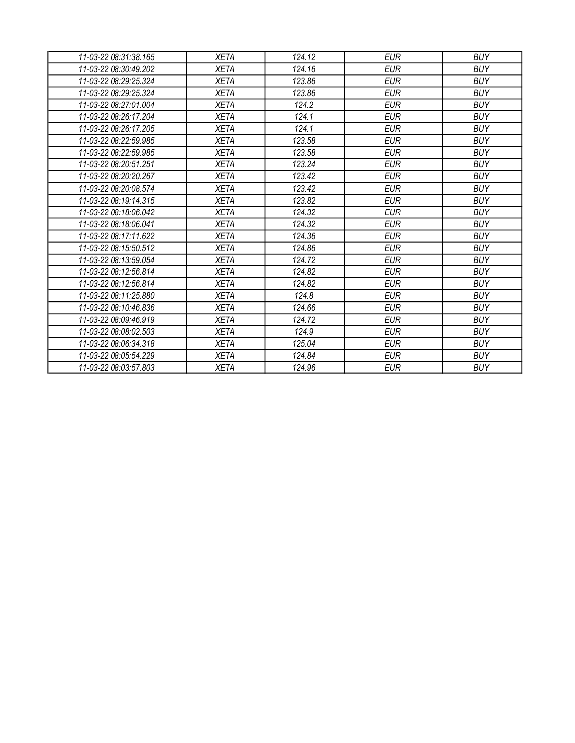| | | | | |
|---|---|---|---|---|
| *11-03-22 08:31:38.165* | *XETA* | *124.12* | *EUR* | *BUY* |
| *11-03-22 08:30:49.202* | *XETA* | *124.16* | *EUR* | *BUY* |
| *11-03-22 08:29:25.324* | *XETA* | *123.86* | *EUR* | *BUY* |
| *11-03-22 08:29:25.324* | *XETA* | *123.86* | *EUR* | *BUY* |
| *11-03-22 08:27:01.004* | *XETA* | *124.2* | *EUR* | *BUY* |
| *11-03-22 08:26:17.204* | *XETA* | *124.1* | *EUR* | *BUY* |
| *11-03-22 08:26:17.205* | *XETA* | *124.1* | *EUR* | *BUY* |
| *11-03-22 08:22:59.985* | *XETA* | *123.58* | *EUR* | *BUY* |
| *11-03-22 08:22:59.985* | *XETA* | *123.58* | *EUR* | *BUY* |
| *11-03-22 08:20:51.251* | *XETA* | *123.24* | *EUR* | *BUY* |
| *11-03-22 08:20:20.267* | *XETA* | *123.42* | *EUR* | *BUY* |
| *11-03-22 08:20:08.574* | *XETA* | *123.42* | *EUR* | *BUY* |
| *11-03-22 08:19:14.315* | *XETA* | *123.82* | *EUR* | *BUY* |
| *11-03-22 08:18:06.042* | *XETA* | *124.32* | *EUR* | *BUY* |
| *11-03-22 08:18:06.041* | *XETA* | *124.32* | *EUR* | *BUY* |
| *11-03-22 08:17:11.622* | *XETA* | *124.36* | *EUR* | *BUY* |
| *11-03-22 08:15:50.512* | *XETA* | *124.86* | *EUR* | *BUY* |
| *11-03-22 08:13:59.054* | *XETA* | *124.72* | *EUR* | *BUY* |
| *11-03-22 08:12:56.814* | *XETA* | *124.82* | *EUR* | *BUY* |
| *11-03-22 08:12:56.814* | *XETA* | *124.82* | *EUR* | *BUY* |
| *11-03-22 08:11:25.880* | *XETA* | *124.8* | *EUR* | *BUY* |
| *11-03-22 08:10:46.836* | *XETA* | *124.66* | *EUR* | *BUY* |
| *11-03-22 08:09:46.919* | *XETA* | *124.72* | *EUR* | *BUY* |
| *11-03-22 08:08:02.503* | *XETA* | *124.9* | *EUR* | *BUY* |
| *11-03-22 08:06:34.318* | *XETA* | *125.04* | *EUR* | *BUY* |
| *11-03-22 08:05:54.229* | *XETA* | *124.84* | *EUR* | *BUY* |
| *11-03-22 08:03:57.803* | *XETA* | *124.96* | *EUR* | *BUY* |